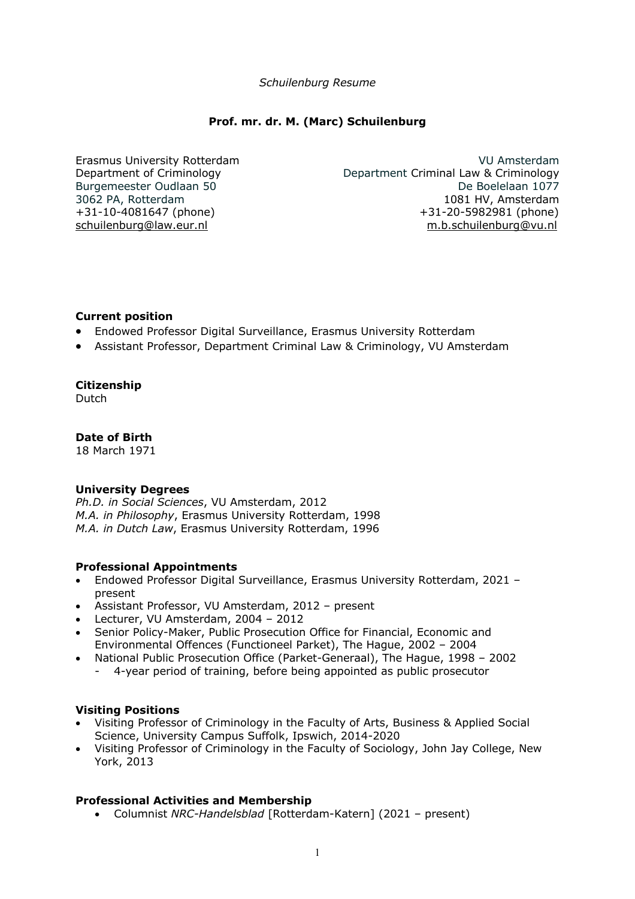*Schuilenburg Resume*

**Prof. mr. dr. M. (Marc) Schuilenburg**

Erasmus University Rotterdam
Department of Criminology
Burgemeester Oudlaan 50
3062 PA, Rotterdam
+31-10-4081647 (phone)
schuilenburg@law.eur.nl

VU Amsterdam
Department Criminal Law & Criminology
De Boelelaan 1077
1081 HV, Amsterdam
+31-20-5982981 (phone)
m.b.schuilenburg@vu.nl

**Current position**

- Endowed Professor Digital Surveillance, Erasmus University Rotterdam
- Assistant Professor, Department Criminal Law & Criminology, VU Amsterdam

**Citizenship**

Dutch

**Date of Birth**

18 March 1971

**University Degrees**

*Ph.D. in Social Sciences*, VU Amsterdam, 2012
*M.A. in Philosophy*, Erasmus University Rotterdam, 1998
*M.A. in Dutch Law*, Erasmus University Rotterdam, 1996

**Professional Appointments**

- Endowed Professor Digital Surveillance, Erasmus University Rotterdam, 2021 – present
- Assistant Professor, VU Amsterdam, 2012 – present
- Lecturer, VU Amsterdam, 2004 – 2012
- Senior Policy-Maker, Public Prosecution Office for Financial, Economic and Environmental Offences (Functioneel Parket), The Hague, 2002 – 2004
- National Public Prosecution Office (Parket-Generaal), The Hague, 1998 – 2002
  - 4-year period of training, before being appointed as public prosecutor

**Visiting Positions**

- Visiting Professor of Criminology in the Faculty of Arts, Business & Applied Social Science, University Campus Suffolk, Ipswich, 2014-2020
- Visiting Professor of Criminology in the Faculty of Sociology, John Jay College, New York, 2013

**Professional Activities and Membership**

- Columnist *NRC-Handelsblad* [Rotterdam-Katern] (2021 – present)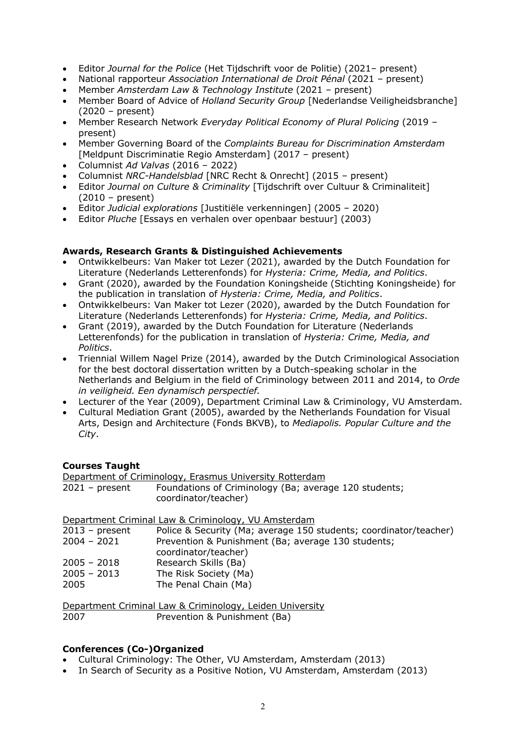- Editor *Journal for the Police* (Het Tijdschrift voor de Politie) (2021– present)
- National rapporteur *Association International de Droit Pénal* (2021 – present)
- Member *Amsterdam Law & Technology Institute* (2021 – present)
- Member Board of Advice of *Holland Security Group* [Nederlandse Veiligheidsbranche] (2020 – present)
- Member Research Network *Everyday Political Economy of Plural Policing* (2019 – present)
- Member Governing Board of the *Complaints Bureau for Discrimination Amsterdam* [Meldpunt Discriminatie Regio Amsterdam] (2017 – present)
- Columnist *Ad Valvas* (2016 – 2022)
- Columnist *NRC-Handelsblad* [NRC Recht & Onrecht] (2015 – present)
- Editor *Journal on Culture & Criminality* [Tijdschrift over Cultuur & Criminaliteit] (2010 – present)
- Editor *Judicial explorations* [Justitiële verkenningen] (2005 – 2020)
- Editor *Pluche* [Essays en verhalen over openbaar bestuur] (2003)

**Awards, Research Grants & Distinguished Achievements**

- Ontwikkelbeurs: Van Maker tot Lezer (2021), awarded by the Dutch Foundation for Literature (Nederlands Letterenfonds) for *Hysteria: Crime, Media, and Politics*.
- Grant (2020), awarded by the Foundation Koningsheide (Stichting Koningsheide) for the publication in translation of *Hysteria: Crime, Media, and Politics*.
- Ontwikkelbeurs: Van Maker tot Lezer (2020), awarded by the Dutch Foundation for Literature (Nederlands Letterenfonds) for *Hysteria: Crime, Media, and Politics*.
- Grant (2019), awarded by the Dutch Foundation for Literature (Nederlands Letterenfonds) for the publication in translation of *Hysteria: Crime, Media, and Politics*.
- Triennial Willem Nagel Prize (2014), awarded by the Dutch Criminological Association for the best doctoral dissertation written by a Dutch-speaking scholar in the Netherlands and Belgium in the field of Criminology between 2011 and 2014, to *Orde in veiligheid. Een dynamisch perspectief.*
- Lecturer of the Year (2009), Department Criminal Law & Criminology, VU Amsterdam.
- Cultural Mediation Grant (2005), awarded by the Netherlands Foundation for Visual Arts, Design and Architecture (Fonds BKVB), to *Mediapolis. Popular Culture and the City*.

**Courses Taught**

Department of Criminology, Erasmus University Rotterdam

| | |
|---|---|
| 2021 – present | Foundations of Criminology (Ba; average 120 students; coordinator/teacher) |

Department Criminal Law & Criminology, VU Amsterdam

| | |
|---|---|
| 2013 – present | Police & Security (Ma; average 150 students; coordinator/teacher) |
| 2004 – 2021 | Prevention & Punishment (Ba; average 130 students; coordinator/teacher) |
| 2005 – 2018 | Research Skills (Ba) |
| 2005 – 2013 | The Risk Society (Ma) |
| 2005 | The Penal Chain (Ma) |

Department Criminal Law & Criminology, Leiden University

| | |
|---|---|
| 2007 | Prevention & Punishment (Ba) |

**Conferences (Co-)Organized**

- Cultural Criminology: The Other, VU Amsterdam, Amsterdam (2013)
- In Search of Security as a Positive Notion, VU Amsterdam, Amsterdam (2013)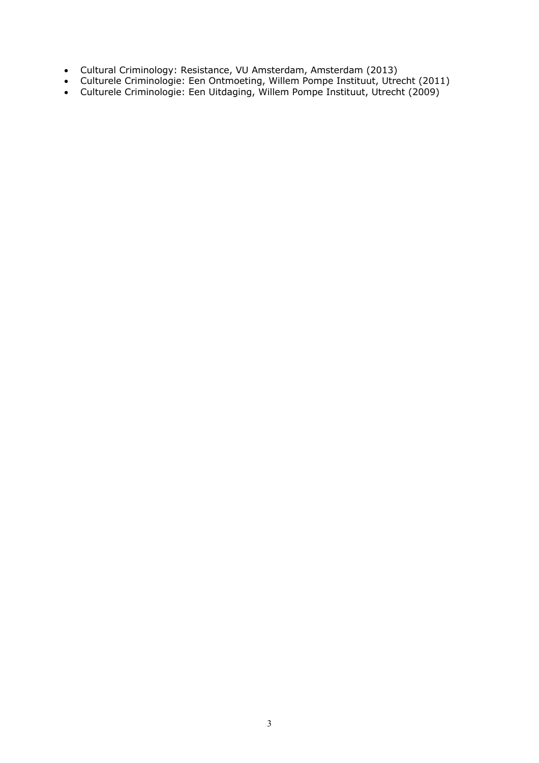- Cultural Criminology: Resistance, VU Amsterdam, Amsterdam (2013)
- Culturele Criminologie: Een Ontmoeting, Willem Pompe Instituut, Utrecht (2011)
- Culturele Criminologie: Een Uitdaging, Willem Pompe Instituut, Utrecht (2009)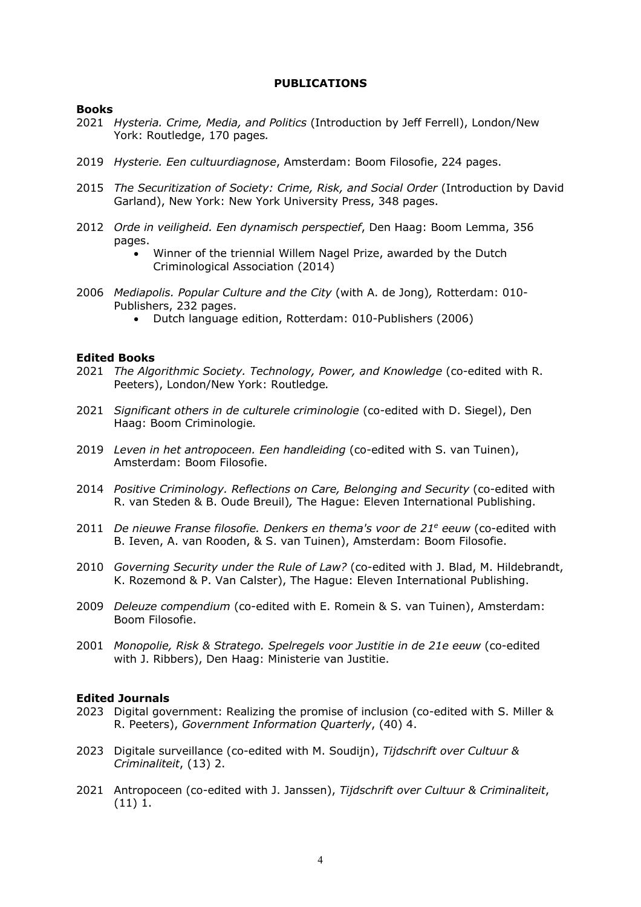# PUBLICATIONS

## Books

2021 *Hysteria. Crime, Media, and Politics* (Introduction by Jeff Ferrell), London/New York: Routledge, 170 pages.

2019 *Hysterie. Een cultuurdiagnose*, Amsterdam: Boom Filosofie, 224 pages.

2015 *The Securitization of Society: Crime, Risk, and Social Order* (Introduction by David Garland), New York: New York University Press, 348 pages.

2012 *Orde in veiligheid. Een dynamisch perspectief*, Den Haag: Boom Lemma, 356 pages.

- Winner of the triennial Willem Nagel Prize, awarded by the Dutch Criminological Association (2014)

2006 *Mediapolis. Popular Culture and the City* (with A. de Jong), Rotterdam: 010-Publishers, 232 pages.

- Dutch language edition, Rotterdam: 010-Publishers (2006)

## Edited Books

2021 *The Algorithmic Society. Technology, Power, and Knowledge* (co-edited with R. Peeters), London/New York: Routledge.

2021 *Significant others in de culturele criminologie* (co-edited with D. Siegel), Den Haag: Boom Criminologie.

2019 *Leven in het antropoceen. Een handleiding* (co-edited with S. van Tuinen), Amsterdam: Boom Filosofie.

2014 *Positive Criminology. Reflections on Care, Belonging and Security* (co-edited with R. van Steden & B. Oude Breuil), The Hague: Eleven International Publishing.

2011 *De nieuwe Franse filosofie. Denkers en thema's voor de 21e eeuw* (co-edited with B. Ieven, A. van Rooden, & S. van Tuinen), Amsterdam: Boom Filosofie.

2010 *Governing Security under the Rule of Law?* (co-edited with J. Blad, M. Hildebrandt, K. Rozemond & P. Van Calster), The Hague: Eleven International Publishing.

2009 *Deleuze compendium* (co-edited with E. Romein & S. van Tuinen), Amsterdam: Boom Filosofie.

2001 *Monopolie, Risk & Stratego. Spelregels voor Justitie in de 21e eeuw* (co-edited with J. Ribbers), Den Haag: Ministerie van Justitie.

## Edited Journals

2023 Digital government: Realizing the promise of inclusion (co-edited with S. Miller & R. Peeters), *Government Information Quarterly*, (40) 4.

2023 Digitale surveillance (co-edited with M. Soudijn), *Tijdschrift over Cultuur & Criminaliteit*, (13) 2.

2021 Antropoceen (co-edited with J. Janssen), *Tijdschrift over Cultuur & Criminaliteit*, (11) 1.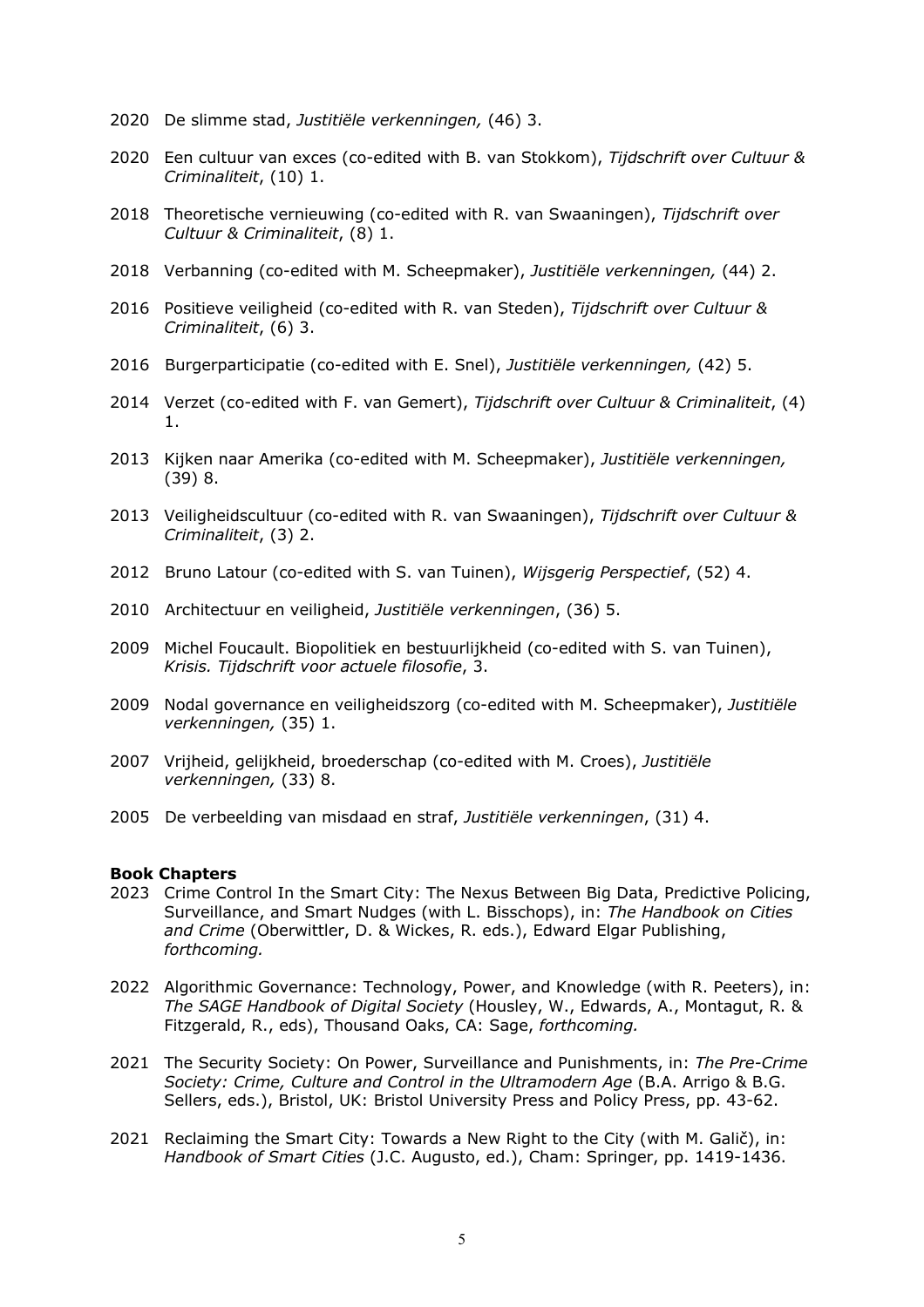2020 De slimme stad, *Justitiële verkenningen,* (46) 3.

2020 Een cultuur van exces (co-edited with B. van Stokkom), *Tijdschrift over Cultuur & Criminaliteit*, (10) 1.

2018 Theoretische vernieuwing (co-edited with R. van Swaaningen), *Tijdschrift over Cultuur & Criminaliteit*, (8) 1.

2018 Verbanning (co-edited with M. Scheepmaker), *Justitiële verkenningen,* (44) 2.

2016 Positieve veiligheid (co-edited with R. van Steden), *Tijdschrift over Cultuur & Criminaliteit*, (6) 3.

2016 Burgerparticipatie (co-edited with E. Snel), *Justitiële verkenningen,* (42) 5.

2014 Verzet (co-edited with F. van Gemert), *Tijdschrift over Cultuur & Criminaliteit*, (4) 1.

2013 Kijken naar Amerika (co-edited with M. Scheepmaker), *Justitiële verkenningen,* (39) 8.

2013 Veiligheidscultuur (co-edited with R. van Swaaningen), *Tijdschrift over Cultuur & Criminaliteit*, (3) 2.

2012 Bruno Latour (co-edited with S. van Tuinen), *Wijsgerig Perspectief*, (52) 4.

2010 Architectuur en veiligheid, *Justitiële verkenningen*, (36) 5.

2009 Michel Foucault. Biopolitiek en bestuurlijkheid (co-edited with S. van Tuinen), *Krisis. Tijdschrift voor actuele filosofie*, 3.

2009 Nodal governance en veiligheidszorg (co-edited with M. Scheepmaker), *Justitiële verkenningen,* (35) 1.

2007 Vrijheid, gelijkheid, broederschap (co-edited with M. Croes), *Justitiële verkenningen,* (33) 8.

2005 De verbeelding van misdaad en straf, *Justitiële verkenningen*, (31) 4.

**Book Chapters**

2023 Crime Control In the Smart City: The Nexus Between Big Data, Predictive Policing, Surveillance, and Smart Nudges (with L. Bisschops), in: *The Handbook on Cities and Crime* (Oberwittler, D. & Wickes, R. eds.), Edward Elgar Publishing, *forthcoming.*

2022 Algorithmic Governance: Technology, Power, and Knowledge (with R. Peeters), in: *The SAGE Handbook of Digital Society* (Housley, W., Edwards, A., Montagut, R. & Fitzgerald, R., eds), Thousand Oaks, CA: Sage, *forthcoming.*

2021 The Security Society: On Power, Surveillance and Punishments, in: *The Pre-Crime Society: Crime, Culture and Control in the Ultramodern Age* (B.A. Arrigo & B.G. Sellers, eds.), Bristol, UK: Bristol University Press and Policy Press, pp. 43-62.

2021 Reclaiming the Smart City: Towards a New Right to the City (with M. Galič), in: *Handbook of Smart Cities* (J.C. Augusto, ed.), Cham: Springer, pp. 1419-1436.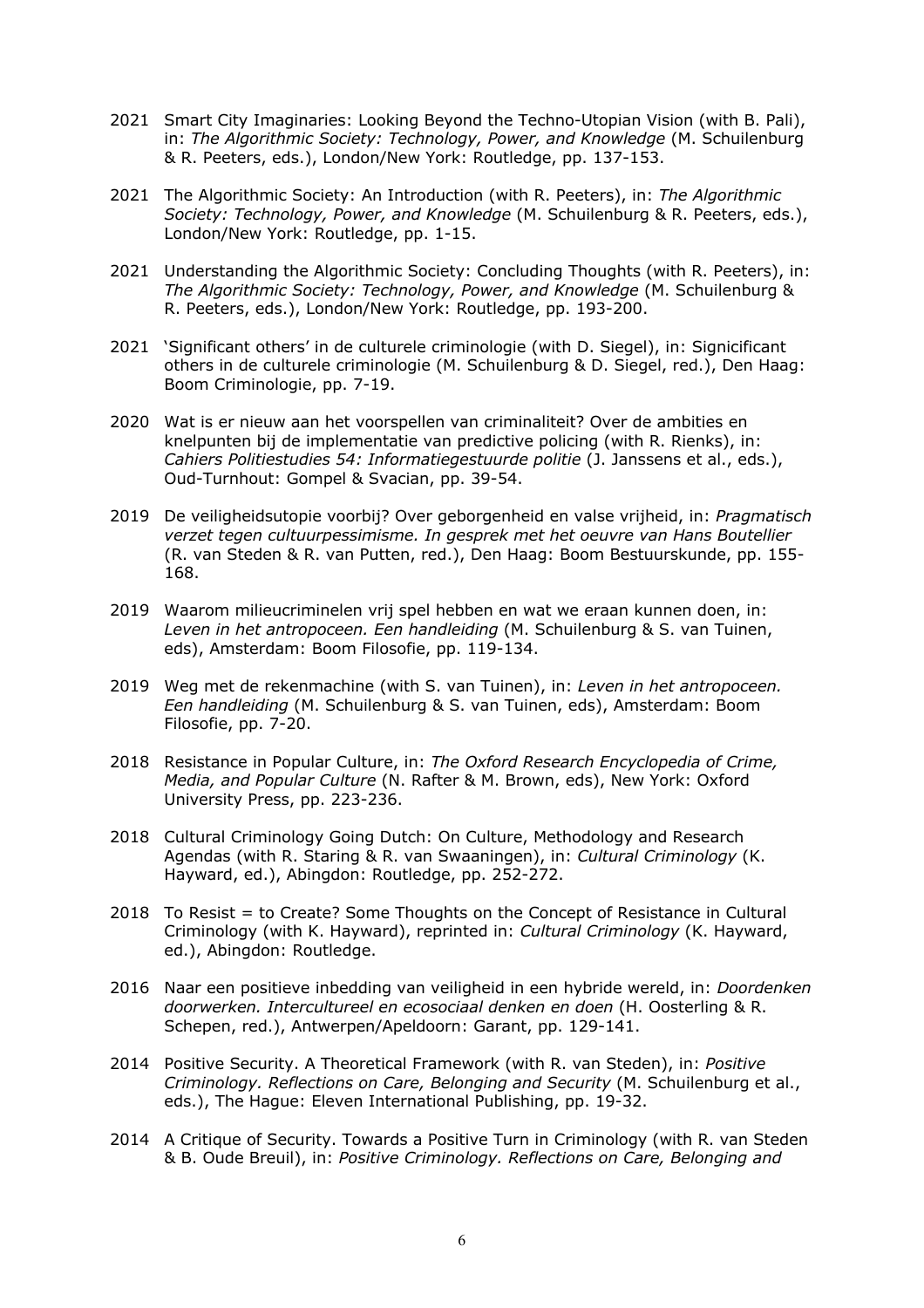2021 Smart City Imaginaries: Looking Beyond the Techno-Utopian Vision (with B. Pali), in: *The Algorithmic Society: Technology, Power, and Knowledge* (M. Schuilenburg & R. Peeters, eds.), London/New York: Routledge, pp. 137-153.

2021 The Algorithmic Society: An Introduction (with R. Peeters), in: *The Algorithmic Society: Technology, Power, and Knowledge* (M. Schuilenburg & R. Peeters, eds.), London/New York: Routledge, pp. 1-15.

2021 Understanding the Algorithmic Society: Concluding Thoughts (with R. Peeters), in: *The Algorithmic Society: Technology, Power, and Knowledge* (M. Schuilenburg & R. Peeters, eds.), London/New York: Routledge, pp. 193-200.

2021 'Significant others' in de culturele criminologie (with D. Siegel), in: Signicificant others in de culturele criminologie (M. Schuilenburg & D. Siegel, red.), Den Haag: Boom Criminologie, pp. 7-19.

2020 Wat is er nieuw aan het voorspellen van criminaliteit? Over de ambities en knelpunten bij de implementatie van predictive policing (with R. Rienks), in: *Cahiers Politiestudies 54: Informatiegestuurde politie* (J. Janssens et al., eds.), Oud-Turnhout: Gompel & Svacian, pp. 39-54.

2019 De veiligheidsutopie voorbij? Over geborgenheid en valse vrijheid, in: *Pragmatisch verzet tegen cultuurpessimisme. In gesprek met het oeuvre van Hans Boutellier* (R. van Steden & R. van Putten, red.), Den Haag: Boom Bestuurskunde, pp. 155-168.

2019 Waarom milieucriminelen vrij spel hebben en wat we eraan kunnen doen, in: *Leven in het antropoceen. Een handleiding* (M. Schuilenburg & S. van Tuinen, eds), Amsterdam: Boom Filosofie, pp. 119-134.

2019 Weg met de rekenmachine (with S. van Tuinen), in: *Leven in het antropoceen. Een handleiding* (M. Schuilenburg & S. van Tuinen, eds), Amsterdam: Boom Filosofie, pp. 7-20.

2018 Resistance in Popular Culture, in: *The Oxford Research Encyclopedia of Crime, Media, and Popular Culture* (N. Rafter & M. Brown, eds), New York: Oxford University Press, pp. 223-236.

2018 Cultural Criminology Going Dutch: On Culture, Methodology and Research Agendas (with R. Staring & R. van Swaaningen), in: *Cultural Criminology* (K. Hayward, ed.), Abingdon: Routledge, pp. 252-272.

2018 To Resist = to Create? Some Thoughts on the Concept of Resistance in Cultural Criminology (with K. Hayward), reprinted in: *Cultural Criminology* (K. Hayward, ed.), Abingdon: Routledge.

2016 Naar een positieve inbedding van veiligheid in een hybride wereld, in: *Doordenken doorwerken. Intercultureel en ecosociaal denken en doen* (H. Oosterling & R. Schepen, red.), Antwerpen/Apeldoorn: Garant, pp. 129-141.

2014 Positive Security. A Theoretical Framework (with R. van Steden), in: *Positive Criminology. Reflections on Care, Belonging and Security* (M. Schuilenburg et al., eds.), The Hague: Eleven International Publishing, pp. 19-32.

2014 A Critique of Security. Towards a Positive Turn in Criminology (with R. van Steden & B. Oude Breuil), in: *Positive Criminology. Reflections on Care, Belonging and*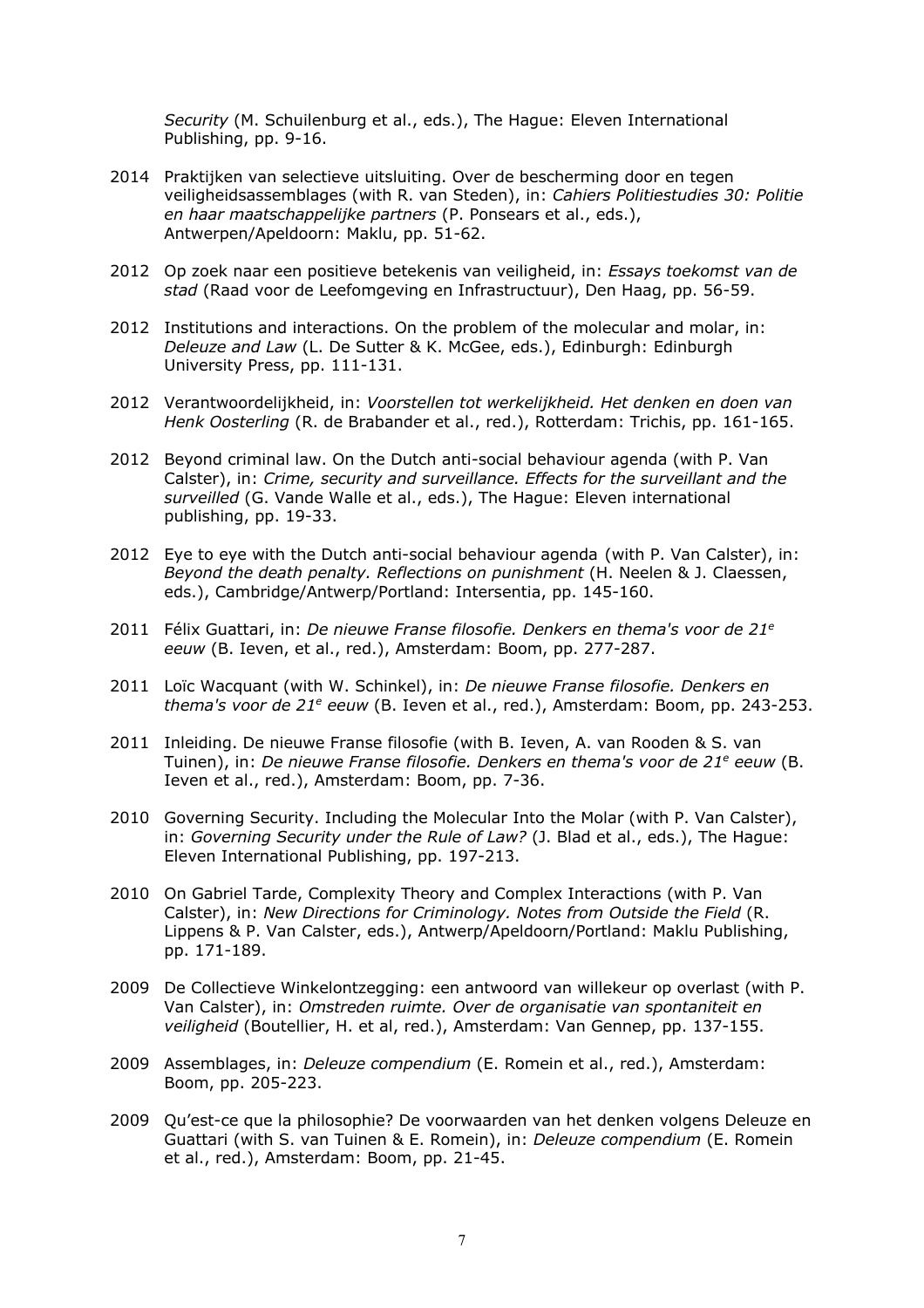*Security* (M. Schuilenburg et al., eds.), The Hague: Eleven International Publishing, pp. 9-16.

2014 Praktijken van selectieve uitsluiting. Over de bescherming door en tegen veiligheidsassemblages (with R. van Steden), in: *Cahiers Politiestudies 30: Politie en haar maatschappelijke partners* (P. Ponsears et al., eds.), Antwerpen/Apeldoorn: Maklu, pp. 51-62.

2012 Op zoek naar een positieve betekenis van veiligheid, in: *Essays toekomst van de stad* (Raad voor de Leefomgeving en Infrastructuur), Den Haag, pp. 56-59.

2012 Institutions and interactions. On the problem of the molecular and molar, in: *Deleuze and Law* (L. De Sutter & K. McGee, eds.), Edinburgh: Edinburgh University Press, pp. 111-131.

2012 Verantwoordelijkheid, in: *Voorstellen tot werkelijkheid. Het denken en doen van Henk Oosterling* (R. de Brabander et al., red.), Rotterdam: Trichis, pp. 161-165.

2012 Beyond criminal law. On the Dutch anti-social behaviour agenda (with P. Van Calster), in: *Crime, security and surveillance. Effects for the surveillant and the surveilled* (G. Vande Walle et al., eds.), The Hague: Eleven international publishing, pp. 19-33.

2012 Eye to eye with the Dutch anti-social behaviour agenda (with P. Van Calster), in: *Beyond the death penalty. Reflections on punishment* (H. Neelen & J. Claessen, eds.), Cambridge/Antwerp/Portland: Intersentia, pp. 145-160.

2011 Félix Guattari, in: *De nieuwe Franse filosofie. Denkers en thema's voor de 21e eeuw* (B. Ieven, et al., red.), Amsterdam: Boom, pp. 277-287.

2011 Loïc Wacquant (with W. Schinkel), in: *De nieuwe Franse filosofie. Denkers en thema's voor de 21e eeuw* (B. Ieven et al., red.), Amsterdam: Boom, pp. 243-253.

2011 Inleiding. De nieuwe Franse filosofie (with B. Ieven, A. van Rooden & S. van Tuinen), in: *De nieuwe Franse filosofie. Denkers en thema's voor de 21e eeuw* (B. Ieven et al., red.), Amsterdam: Boom, pp. 7-36.

2010 Governing Security. Including the Molecular Into the Molar (with P. Van Calster), in: *Governing Security under the Rule of Law?* (J. Blad et al., eds.), The Hague: Eleven International Publishing, pp. 197-213.

2010 On Gabriel Tarde, Complexity Theory and Complex Interactions (with P. Van Calster), in: *New Directions for Criminology. Notes from Outside the Field* (R. Lippens & P. Van Calster, eds.), Antwerp/Apeldoorn/Portland: Maklu Publishing, pp. 171-189.

2009 De Collectieve Winkelontzegging: een antwoord van willekeur op overlast (with P. Van Calster), in: *Omstreden ruimte. Over de organisatie van spontaniteit en veiligheid* (Boutellier, H. et al, red.), Amsterdam: Van Gennep, pp. 137-155.

2009 Assemblages, in: *Deleuze compendium* (E. Romein et al., red.), Amsterdam: Boom, pp. 205-223.

2009 Qu'est-ce que la philosophie? De voorwaarden van het denken volgens Deleuze en Guattari (with S. van Tuinen & E. Romein), in: *Deleuze compendium* (E. Romein et al., red.), Amsterdam: Boom, pp. 21-45.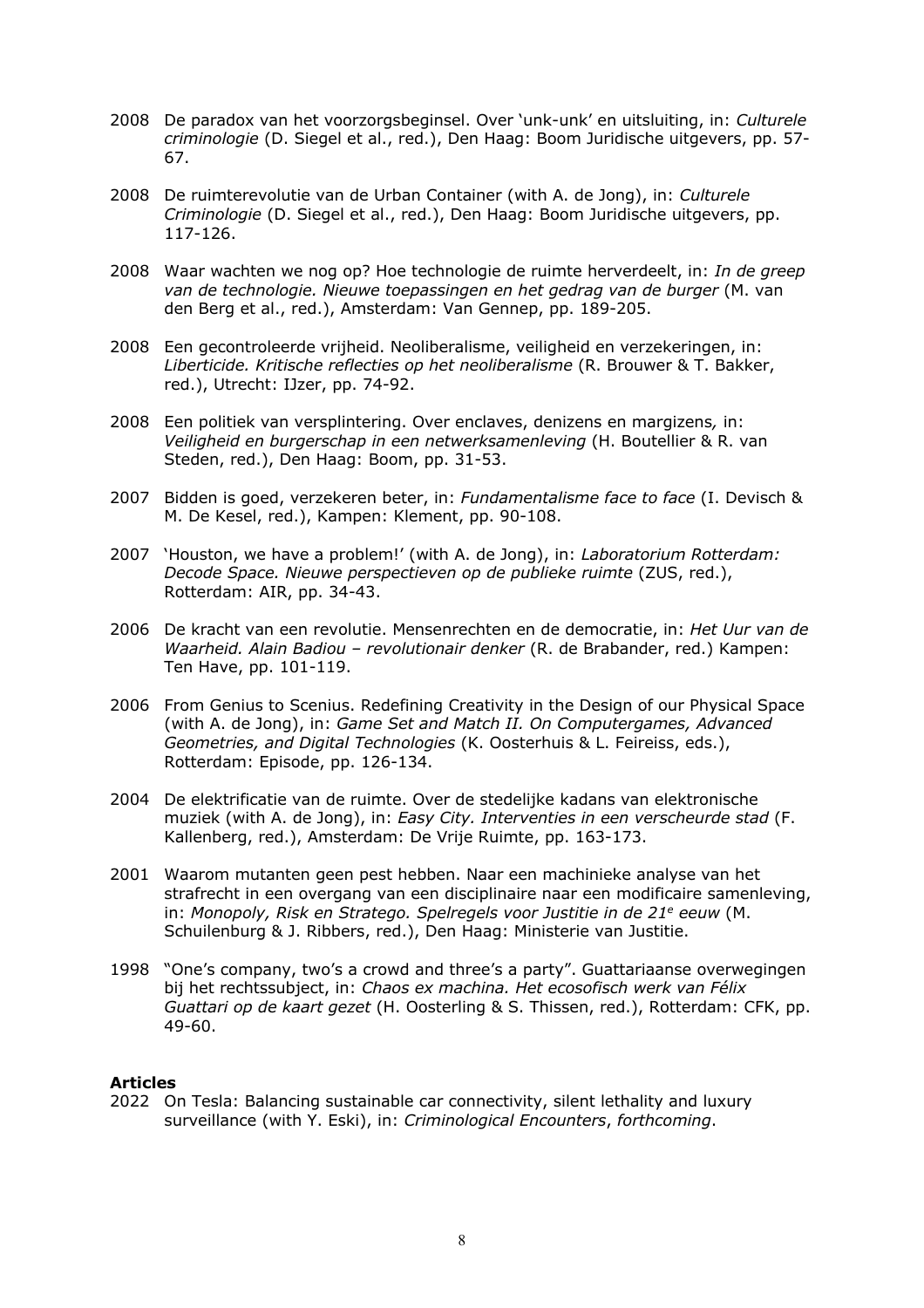2008 De paradox van het voorzorgsbeginsel. Over 'unk-unk' en uitsluiting, in: *Culturele criminologie* (D. Siegel et al., red.), Den Haag: Boom Juridische uitgevers, pp. 57-67.

2008 De ruimterevolutie van de Urban Container (with A. de Jong), in: *Culturele Criminologie* (D. Siegel et al., red.), Den Haag: Boom Juridische uitgevers, pp. 117-126.

2008 Waar wachten we nog op? Hoe technologie de ruimte herverdeelt, in: *In de greep van de technologie. Nieuwe toepassingen en het gedrag van de burger* (M. van den Berg et al., red.), Amsterdam: Van Gennep, pp. 189-205.

2008 Een gecontroleerde vrijheid. Neoliberalisme, veiligheid en verzekeringen, in: *Liberticide. Kritische reflecties op het neoliberalisme* (R. Brouwer & T. Bakker, red.), Utrecht: IJzer, pp. 74-92.

2008 Een politiek van versplintering. Over enclaves, denizens en margizens, in: *Veiligheid en burgerschap in een netwerksamenleving* (H. Boutellier & R. van Steden, red.), Den Haag: Boom, pp. 31-53.

2007 Bidden is goed, verzekeren beter, in: *Fundamentalisme face to face* (I. Devisch & M. De Kesel, red.), Kampen: Klement, pp. 90-108.

2007 'Houston, we have a problem!' (with A. de Jong), in: *Laboratorium Rotterdam: Decode Space. Nieuwe perspectieven op de publieke ruimte* (ZUS, red.), Rotterdam: AIR, pp. 34-43.

2006 De kracht van een revolutie. Mensenrechten en de democratie, in: *Het Uur van de Waarheid. Alain Badiou – revolutionair denker* (R. de Brabander, red.) Kampen: Ten Have, pp. 101-119.

2006 From Genius to Scenius. Redefining Creativity in the Design of our Physical Space (with A. de Jong), in: *Game Set and Match II. On Computergames, Advanced Geometries, and Digital Technologies* (K. Oosterhuis & L. Feireiss, eds.), Rotterdam: Episode, pp. 126-134.

2004 De elektrificatie van de ruimte. Over de stedelijke kadans van elektronische muziek (with A. de Jong), in: *Easy City. Interventies in een verscheurde stad* (F. Kallenberg, red.), Amsterdam: De Vrije Ruimte, pp. 163-173.

2001 Waarom mutanten geen pest hebben. Naar een machinieke analyse van het strafrecht in een overgang van een disciplinaire naar een modificaire samenleving, in: *Monopoly, Risk en Stratego. Spelregels voor Justitie in de 21e eeuw* (M. Schuilenburg & J. Ribbers, red.), Den Haag: Ministerie van Justitie.

1998 "One's company, two's a crowd and three's a party". Guattariaanse overwegingen bij het rechtssubject, in: *Chaos ex machina. Het ecosofisch werk van Félix Guattari op de kaart gezet* (H. Oosterling & S. Thissen, red.), Rotterdam: CFK, pp. 49-60.

**Articles**

2022 On Tesla: Balancing sustainable car connectivity, silent lethality and luxury surveillance (with Y. Eski), in: *Criminological Encounters*, *forthcoming*.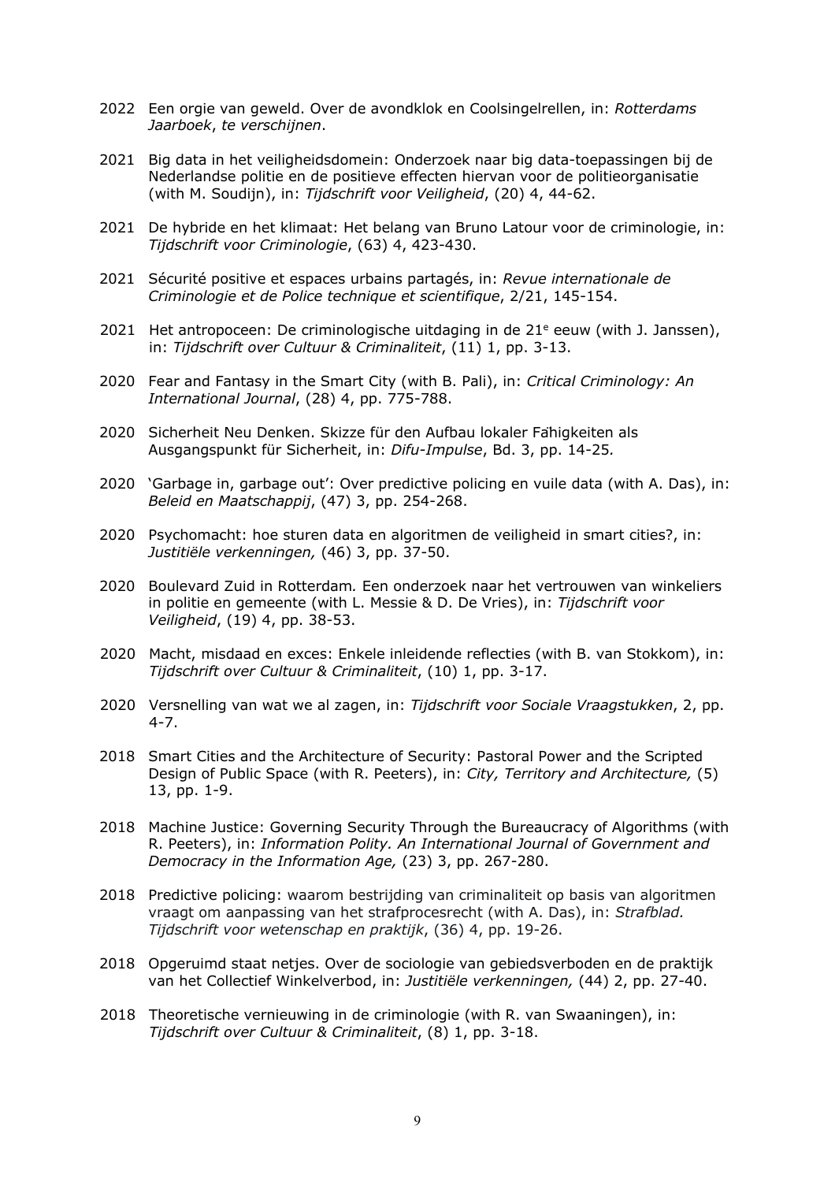2022 Een orgie van geweld. Over de avondklok en Coolsingelrellen, in: *Rotterdams Jaarboek*, *te verschijnen*.

2021 Big data in het veiligheidsdomein: Onderzoek naar big data-toepassingen bij de Nederlandse politie en de positieve effecten hiervan voor de politieorganisatie (with M. Soudijn), in: *Tijdschrift voor Veiligheid*, (20) 4, 44-62.

2021 De hybride en het klimaat: Het belang van Bruno Latour voor de criminologie, in: *Tijdschrift voor Criminologie*, (63) 4, 423-430.

2021 Sécurité positive et espaces urbains partagés, in: *Revue internationale de Criminologie et de Police technique et scientifique*, 2/21, 145-154.

2021 Het antropoceen: De criminologische uitdaging in de 21e eeuw (with J. Janssen), in: *Tijdschrift over Cultuur & Criminaliteit*, (11) 1, pp. 3-13.

2020 Fear and Fantasy in the Smart City (with B. Pali), in: *Critical Criminology: An International Journal*, (28) 4, pp. 775-788.

2020 Sicherheit Neu Denken. Skizze für den Aufbau lokaler Fähigkeiten als Ausgangspunkt für Sicherheit, in: *Difu-Impulse*, Bd. 3, pp. 14-25.

2020 'Garbage in, garbage out': Over predictive policing en vuile data (with A. Das), in: *Beleid en Maatschappij*, (47) 3, pp. 254-268.

2020 Psychomacht: hoe sturen data en algoritmen de veiligheid in smart cities?, in: *Justitiële verkenningen,* (46) 3, pp. 37-50.

2020 Boulevard Zuid in Rotterdam*.* Een onderzoek naar het vertrouwen van winkeliers in politie en gemeente (with L. Messie & D. De Vries), in: *Tijdschrift voor Veiligheid*, (19) 4, pp. 38-53.

2020 Macht, misdaad en exces: Enkele inleidende reflecties (with B. van Stokkom), in: *Tijdschrift over Cultuur & Criminaliteit*, (10) 1, pp. 3-17.

2020 Versnelling van wat we al zagen, in: *Tijdschrift voor Sociale Vraagstukken*, 2, pp. 4-7.

2018 Smart Cities and the Architecture of Security: Pastoral Power and the Scripted Design of Public Space (with R. Peeters), in: *City, Territory and Architecture,* (5) 13, pp. 1-9.

2018 Machine Justice: Governing Security Through the Bureaucracy of Algorithms (with R. Peeters), in: *Information Polity. An International Journal of Government and Democracy in the Information Age,* (23) 3, pp. 267-280.

2018 Predictive policing: waarom bestrijding van criminaliteit op basis van algoritmen vraagt om aanpassing van het strafprocesrecht (with A. Das), in: *Strafblad. Tijdschrift voor wetenschap en praktijk*, (36) 4, pp. 19-26.

2018 Opgeruimd staat netjes. Over de sociologie van gebiedsverboden en de praktijk van het Collectief Winkelverbod, in: *Justitiële verkenningen,* (44) 2, pp. 27-40.

2018 Theoretische vernieuwing in de criminologie (with R. van Swaaningen), in: *Tijdschrift over Cultuur & Criminaliteit*, (8) 1, pp. 3-18.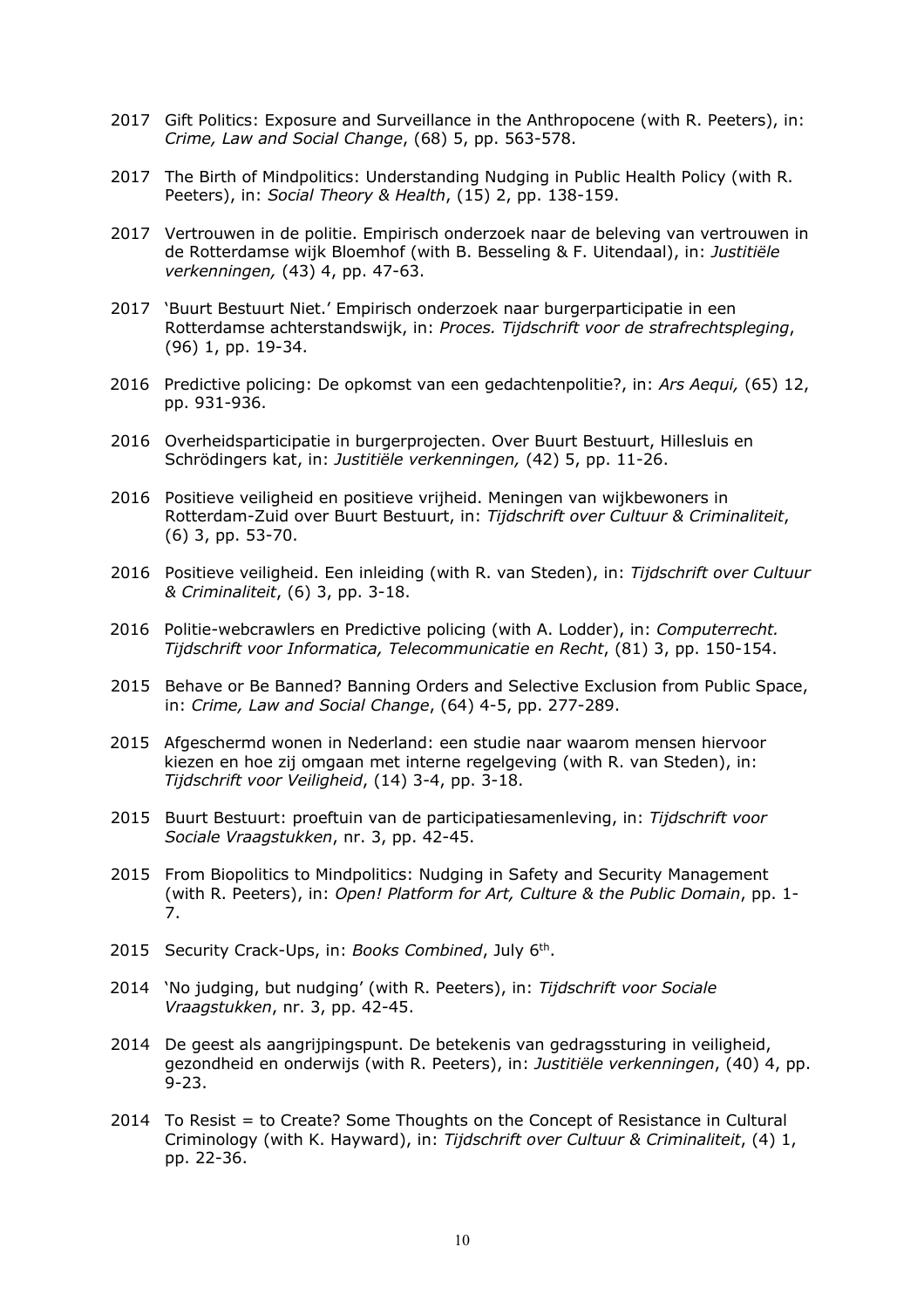2017 Gift Politics: Exposure and Surveillance in the Anthropocene (with R. Peeters), in: *Crime, Law and Social Change*, (68) 5, pp. 563-578.

2017 The Birth of Mindpolitics: Understanding Nudging in Public Health Policy (with R. Peeters), in: *Social Theory & Health*, (15) 2, pp. 138-159.

2017 Vertrouwen in de politie. Empirisch onderzoek naar de beleving van vertrouwen in de Rotterdamse wijk Bloemhof (with B. Besseling & F. Uitendaal), in: *Justitiële verkenningen,* (43) 4, pp. 47-63.

2017 'Buurt Bestuurt Niet.' Empirisch onderzoek naar burgerparticipatie in een Rotterdamse achterstandswijk, in: *Proces. Tijdschrift voor de strafrechtspleging*, (96) 1, pp. 19-34.

2016 Predictive policing: De opkomst van een gedachtenpolitie?, in: *Ars Aequi,* (65) 12, pp. 931-936.

2016 Overheidsparticipatie in burgerprojecten. Over Buurt Bestuurt, Hillesluis en Schrödingers kat, in: *Justitiële verkenningen,* (42) 5, pp. 11-26.

2016 Positieve veiligheid en positieve vrijheid. Meningen van wijkbewoners in Rotterdam-Zuid over Buurt Bestuurt, in: *Tijdschrift over Cultuur & Criminaliteit*, (6) 3, pp. 53-70.

2016 Positieve veiligheid. Een inleiding (with R. van Steden), in: *Tijdschrift over Cultuur & Criminaliteit*, (6) 3, pp. 3-18.

2016 Politie-webcrawlers en Predictive policing (with A. Lodder), in: *Computerrecht. Tijdschrift voor Informatica, Telecommunicatie en Recht*, (81) 3, pp. 150-154.

2015 Behave or Be Banned? Banning Orders and Selective Exclusion from Public Space, in: *Crime, Law and Social Change*, (64) 4-5, pp. 277-289.

2015 Afgeschermd wonen in Nederland: een studie naar waarom mensen hiervoor kiezen en hoe zij omgaan met interne regelgeving (with R. van Steden), in: *Tijdschrift voor Veiligheid*, (14) 3-4, pp. 3-18.

2015 Buurt Bestuurt: proeftuin van de participatiesamenleving, in: *Tijdschrift voor Sociale Vraagstukken*, nr. 3, pp. 42-45.

2015 From Biopolitics to Mindpolitics: Nudging in Safety and Security Management (with R. Peeters), in: *Open! Platform for Art, Culture & the Public Domain*, pp. 1-7.

2015 Security Crack-Ups, in: *Books Combined*, July 6th.

2014 'No judging, but nudging' (with R. Peeters), in: *Tijdschrift voor Sociale Vraagstukken*, nr. 3, pp. 42-45.

2014 De geest als aangrijpingspunt. De betekenis van gedragssturing in veiligheid, gezondheid en onderwijs (with R. Peeters), in: *Justitiële verkenningen*, (40) 4, pp. 9-23.

2014 To Resist = to Create? Some Thoughts on the Concept of Resistance in Cultural Criminology (with K. Hayward), in: *Tijdschrift over Cultuur & Criminaliteit*, (4) 1, pp. 22-36.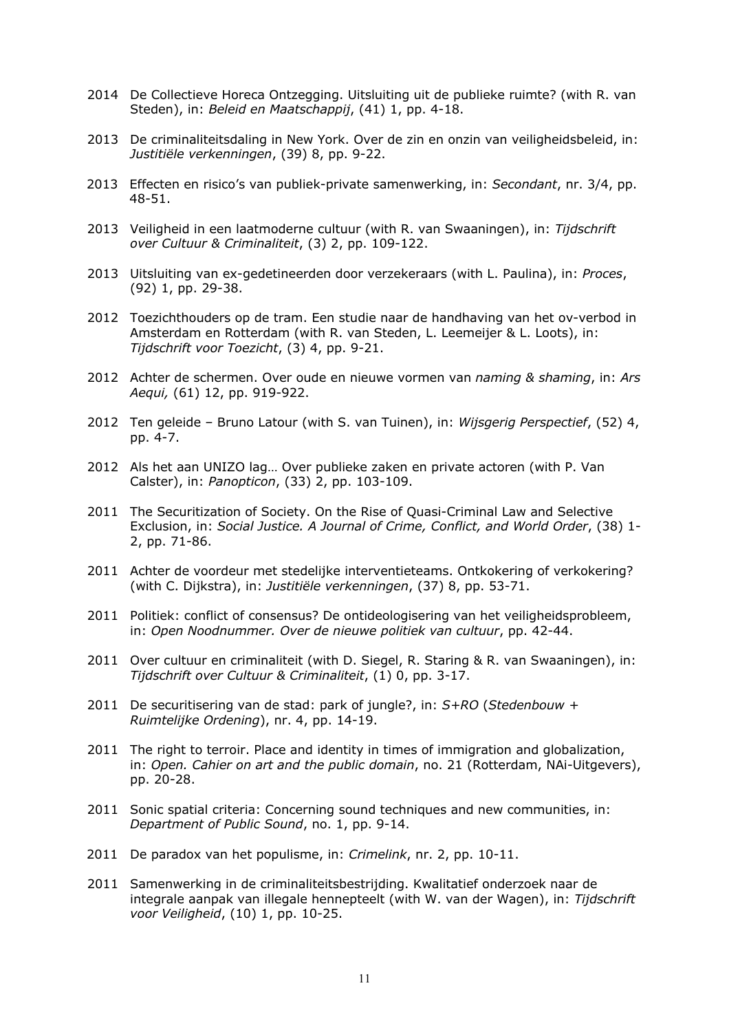2014 De Collectieve Horeca Ontzegging. Uitsluiting uit de publieke ruimte? (with R. van Steden), in: *Beleid en Maatschappij*, (41) 1, pp. 4-18.

2013 De criminaliteitsdaling in New York. Over de zin en onzin van veiligheidsbeleid, in: *Justitiële verkenningen*, (39) 8, pp. 9-22.

2013 Effecten en risico's van publiek-private samenwerking, in: *Secondant*, nr. 3/4, pp. 48-51.

2013 Veiligheid in een laatmoderne cultuur (with R. van Swaaningen), in: *Tijdschrift over Cultuur & Criminaliteit*, (3) 2, pp. 109-122.

2013 Uitsluiting van ex-gedetineerden door verzekeraars (with L. Paulina), in: *Proces*, (92) 1, pp. 29-38.

2012 Toezichthouders op de tram. Een studie naar de handhaving van het ov-verbod in Amsterdam en Rotterdam (with R. van Steden, L. Leemeijer & L. Loots), in: *Tijdschrift voor Toezicht*, (3) 4, pp. 9-21.

2012 Achter de schermen. Over oude en nieuwe vormen van *naming & shaming*, in: *Ars Aequi,* (61) 12, pp. 919-922.

2012 Ten geleide – Bruno Latour (with S. van Tuinen), in: *Wijsgerig Perspectief*, (52) 4, pp. 4-7.

2012 Als het aan UNIZO lag… Over publieke zaken en private actoren (with P. Van Calster), in: *Panopticon*, (33) 2, pp. 103-109.

2011 The Securitization of Society. On the Rise of Quasi-Criminal Law and Selective Exclusion, in: *Social Justice. A Journal of Crime, Conflict, and World Order*, (38) 1-2, pp. 71-86.

2011 Achter de voordeur met stedelijke interventieteams. Ontkokering of verkokering? (with C. Dijkstra), in: *Justitiële verkenningen*, (37) 8, pp. 53-71.

2011 Politiek: conflict of consensus? De ontideologisering van het veiligheidsprobleem, in: *Open Noodnummer. Over de nieuwe politiek van cultuur*, pp. 42-44.

2011 Over cultuur en criminaliteit (with D. Siegel, R. Staring & R. van Swaaningen), in: *Tijdschrift over Cultuur & Criminaliteit*, (1) 0, pp. 3-17.

2011 De securitisering van de stad: park of jungle?, in: *S+RO* (*Stedenbouw + Ruimtelijke Ordening*), nr. 4, pp. 14-19.

2011 The right to terroir. Place and identity in times of immigration and globalization, in: *Open. Cahier on art and the public domain*, no. 21 (Rotterdam, NAi-Uitgevers), pp. 20-28.

2011 Sonic spatial criteria: Concerning sound techniques and new communities, in: *Department of Public Sound*, no. 1, pp. 9-14.

2011 De paradox van het populisme, in: *Crimelink*, nr. 2, pp. 10-11.

2011 Samenwerking in de criminaliteitsbestrijding. Kwalitatief onderzoek naar de integrale aanpak van illegale hennepteelt (with W. van der Wagen), in: *Tijdschrift voor Veiligheid*, (10) 1, pp. 10-25.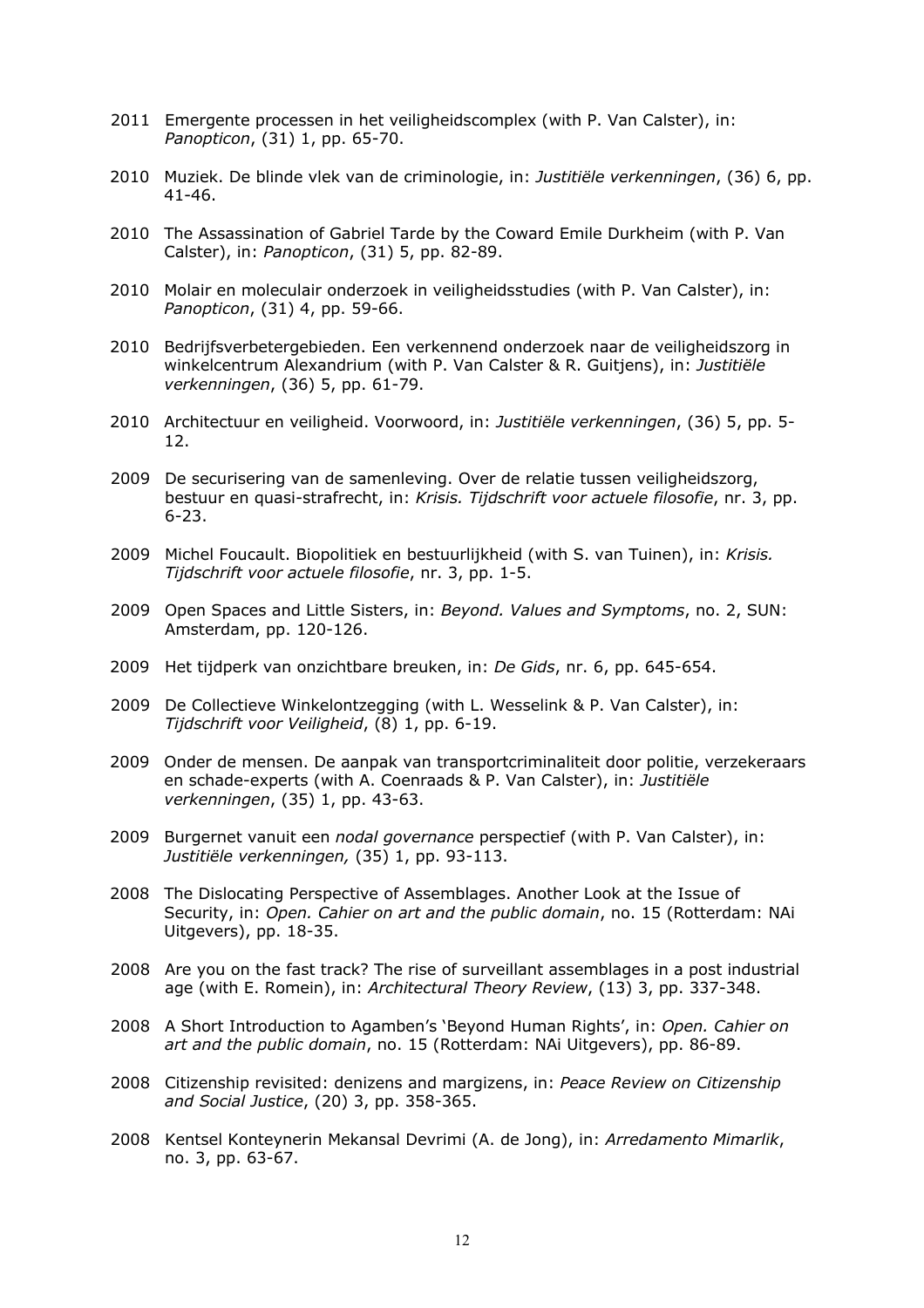2011 Emergente processen in het veiligheidscomplex (with P. Van Calster), in: *Panopticon*, (31) 1, pp. 65-70.

2010 Muziek. De blinde vlek van de criminologie, in: *Justitiële verkenningen*, (36) 6, pp. 41-46.

2010 The Assassination of Gabriel Tarde by the Coward Emile Durkheim (with P. Van Calster), in: *Panopticon*, (31) 5, pp. 82-89.

2010 Molair en moleculair onderzoek in veiligheidsstudies (with P. Van Calster), in: *Panopticon*, (31) 4, pp. 59-66.

2010 Bedrijfsverbetergebieden. Een verkennend onderzoek naar de veiligheidszorg in winkelcentrum Alexandrium (with P. Van Calster & R. Guitjens), in: *Justitiële verkenningen*, (36) 5, pp. 61-79.

2010 Architectuur en veiligheid. Voorwoord, in: *Justitiële verkenningen*, (36) 5, pp. 5-12.

2009 De securisering van de samenleving. Over de relatie tussen veiligheidszorg, bestuur en quasi-strafrecht, in: *Krisis. Tijdschrift voor actuele filosofie*, nr. 3, pp. 6-23.

2009 Michel Foucault. Biopolitiek en bestuurlijkheid (with S. van Tuinen), in: *Krisis. Tijdschrift voor actuele filosofie*, nr. 3, pp. 1-5.

2009 Open Spaces and Little Sisters, in: *Beyond. Values and Symptoms*, no. 2, SUN: Amsterdam, pp. 120-126.

2009 Het tijdperk van onzichtbare breuken, in: *De Gids*, nr. 6, pp. 645-654.

2009 De Collectieve Winkelontzegging (with L. Wesselink & P. Van Calster), in: *Tijdschrift voor Veiligheid*, (8) 1, pp. 6-19.

2009 Onder de mensen. De aanpak van transportcriminaliteit door politie, verzekeraars en schade-experts (with A. Coenraads & P. Van Calster), in: *Justitiële verkenningen*, (35) 1, pp. 43-63.

2009 Burgernet vanuit een *nodal governance* perspectief (with P. Van Calster), in: *Justitiële verkenningen,* (35) 1, pp. 93-113.

2008 The Dislocating Perspective of Assemblages. Another Look at the Issue of Security, in: *Open. Cahier on art and the public domain*, no. 15 (Rotterdam: NAi Uitgevers), pp. 18-35.

2008 Are you on the fast track? The rise of surveillant assemblages in a post industrial age (with E. Romein), in: *Architectural Theory Review*, (13) 3, pp. 337-348.

2008 A Short Introduction to Agamben's 'Beyond Human Rights', in: *Open. Cahier on art and the public domain*, no. 15 (Rotterdam: NAi Uitgevers), pp. 86-89.

2008 Citizenship revisited: denizens and margizens, in: *Peace Review on Citizenship and Social Justice*, (20) 3, pp. 358-365.

2008 Kentsel Konteynerin Mekansal Devrimi (A. de Jong), in: *Arredamento Mimarlik*, no. 3, pp. 63-67.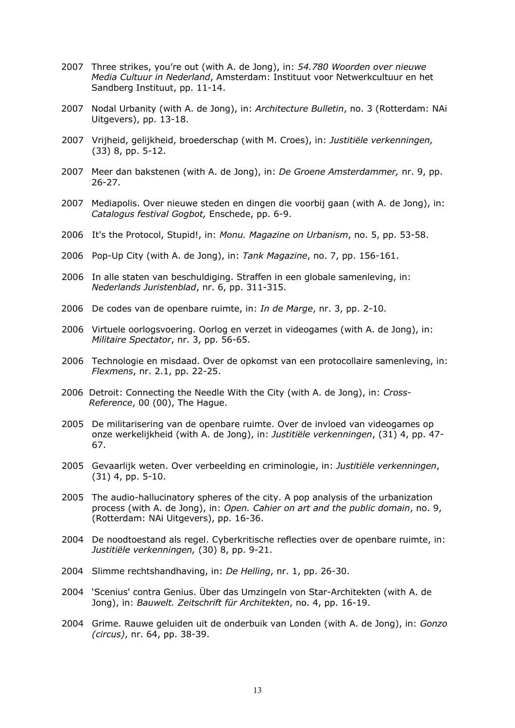2007 Three strikes, you're out (with A. de Jong), in: *54.780 Woorden over nieuwe Media Cultuur in Nederland*, Amsterdam: Instituut voor Netwerkcultuur en het Sandberg Instituut, pp. 11-14.

2007 Nodal Urbanity (with A. de Jong), in: *Architecture Bulletin*, no. 3 (Rotterdam: NAi Uitgevers), pp. 13-18.

2007 Vrijheid, gelijkheid, broederschap (with M. Croes), in: *Justitiële verkenningen,* (33) 8, pp. 5-12.

2007 Meer dan bakstenen (with A. de Jong), in: *De Groene Amsterdammer,* nr. 9, pp. 26-27.

2007 Mediapolis. Over nieuwe steden en dingen die voorbij gaan (with A. de Jong), in: *Catalogus festival Gogbot,* Enschede, pp. 6-9.

2006 It's the Protocol, Stupid!, in: *Monu. Magazine on Urbanism*, no. 5, pp. 53-58.

2006 Pop-Up City (with A. de Jong), in: *Tank Magazine*, no. 7, pp. 156-161.

2006 In alle staten van beschuldiging. Straffen in een globale samenleving, in: *Nederlands Juristenblad*, nr. 6, pp. 311-315.

2006 De codes van de openbare ruimte, in: *In de Marge*, nr. 3, pp. 2-10.

2006 Virtuele oorlogsvoering. Oorlog en verzet in videogames (with A. de Jong), in: *Militaire Spectator*, nr. 3, pp. 56-65.

2006 Technologie en misdaad. Over de opkomst van een protocollaire samenleving, in: *Flexmens*, nr. 2.1, pp. 22-25.

2006 Detroit: Connecting the Needle With the City (with A. de Jong), in: *Cross-Reference*, 00 (00), The Hague.

2005 De militarisering van de openbare ruimte. Over de invloed van videogames op onze werkelijkheid (with A. de Jong), in: *Justitiële verkenningen*, (31) 4, pp. 47-67.

2005 Gevaarlijk weten. Over verbeelding en criminologie, in: *Justitiële verkenningen*, (31) 4, pp. 5-10.

2005 The audio-hallucinatory spheres of the city. A pop analysis of the urbanization process (with A. de Jong), in: *Open. Cahier on art and the public domain*, no. 9, (Rotterdam: NAi Uitgevers), pp. 16-36.

2004 De noodtoestand als regel. Cyberkritische reflecties over de openbare ruimte, in: *Justitiële verkenningen,* (30) 8, pp. 9-21.

2004 Slimme rechtshandhaving, in: *De Helling*, nr. 1, pp. 26-30.

2004 'Scenius' contra Genius. Über das Umzingeln von Star-Architekten (with A. de Jong), in: *Bauwelt. Zeitschrift für Architekten*, no. 4, pp. 16-19.

2004 Grime. Rauwe geluiden uit de onderbuik van Londen (with A. de Jong), in: *Gonzo (circus)*, nr. 64, pp. 38-39.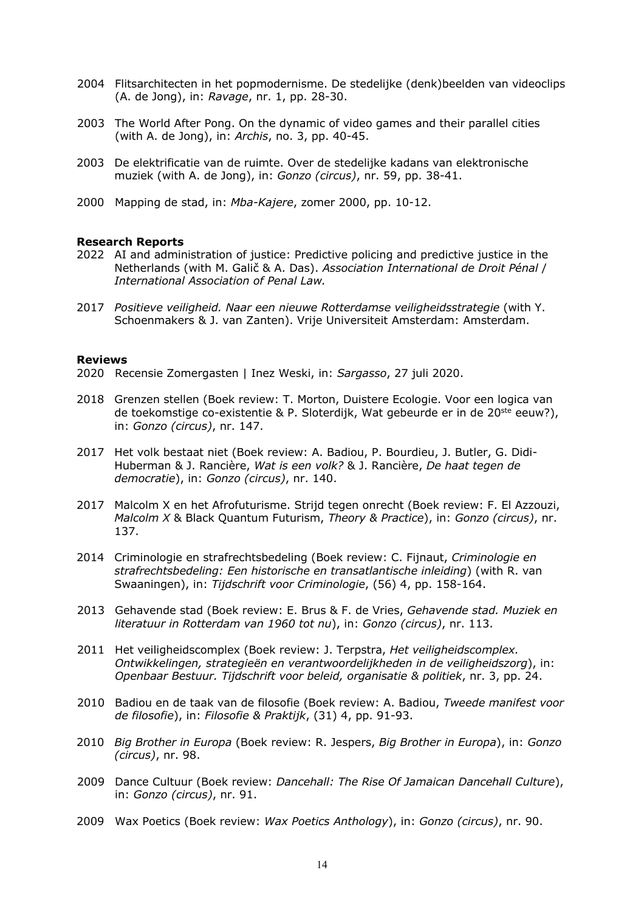2004 Flitsarchitecten in het popmodernisme. De stedelijke (denk)beelden van videoclips (A. de Jong), in: *Ravage*, nr. 1, pp. 28-30.

2003 The World After Pong. On the dynamic of video games and their parallel cities (with A. de Jong), in: *Archis*, no. 3, pp. 40-45.

2003 De elektrificatie van de ruimte. Over de stedelijke kadans van elektronische muziek (with A. de Jong), in: *Gonzo (circus)*, nr. 59, pp. 38-41.

2000 Mapping de stad, in: *Mba-Kajere*, zomer 2000, pp. 10-12.

**Research Reports**

2022 AI and administration of justice: Predictive policing and predictive justice in the Netherlands (with M. Galič & A. Das). *Association International de Droit Pénal / International Association of Penal Law.*

2017 *Positieve veiligheid. Naar een nieuwe Rotterdamse veiligheidsstrategie* (with Y. Schoenmakers & J. van Zanten). Vrije Universiteit Amsterdam: Amsterdam.

**Reviews**

2020 Recensie Zomergasten | Inez Weski, in: *Sargasso*, 27 juli 2020.

2018 Grenzen stellen (Boek review: T. Morton, Duistere Ecologie. Voor een logica van de toekomstige co-existentie & P. Sloterdijk, Wat gebeurde er in de 20ste eeuw?), in: *Gonzo (circus)*, nr. 147.

2017 Het volk bestaat niet (Boek review: A. Badiou, P. Bourdieu, J. Butler, G. Didi-Huberman & J. Rancière, *Wat is een volk?* & J. Rancière, *De haat tegen de democratie*), in: *Gonzo (circus)*, nr. 140.

2017 Malcolm X en het Afrofuturisme. Strijd tegen onrecht (Boek review: F. El Azzouzi, *Malcolm X* & Black Quantum Futurism, *Theory & Practice*), in: *Gonzo (circus)*, nr. 137.

2014 Criminologie en strafrechtsbedeling (Boek review: C. Fijnaut, *Criminologie en strafrechtsbedeling: Een historische en transatlantische inleiding*) (with R. van Swaaningen), in: *Tijdschrift voor Criminologie*, (56) 4, pp. 158-164.

2013 Gehavende stad (Boek review: E. Brus & F. de Vries, *Gehavende stad. Muziek en literatuur in Rotterdam van 1960 tot nu*), in: *Gonzo (circus)*, nr. 113.

2011 Het veiligheidscomplex (Boek review: J. Terpstra, *Het veiligheidscomplex. Ontwikkelingen, strategieën en verantwoordelijkheden in de veiligheidszorg*), in: *Openbaar Bestuur. Tijdschrift voor beleid, organisatie & politiek*, nr. 3, pp. 24.

2010 Badiou en de taak van de filosofie (Boek review: A. Badiou, *Tweede manifest voor de filosofie*), in: *Filosofie & Praktijk*, (31) 4, pp. 91-93.

2010 *Big Brother in Europa* (Boek review: R. Jespers, *Big Brother in Europa*), in: *Gonzo (circus)*, nr. 98.

2009 Dance Cultuur (Boek review: *Dancehall: The Rise Of Jamaican Dancehall Culture*), in: *Gonzo (circus)*, nr. 91.

2009 Wax Poetics (Boek review: *Wax Poetics Anthology*), in: *Gonzo (circus)*, nr. 90.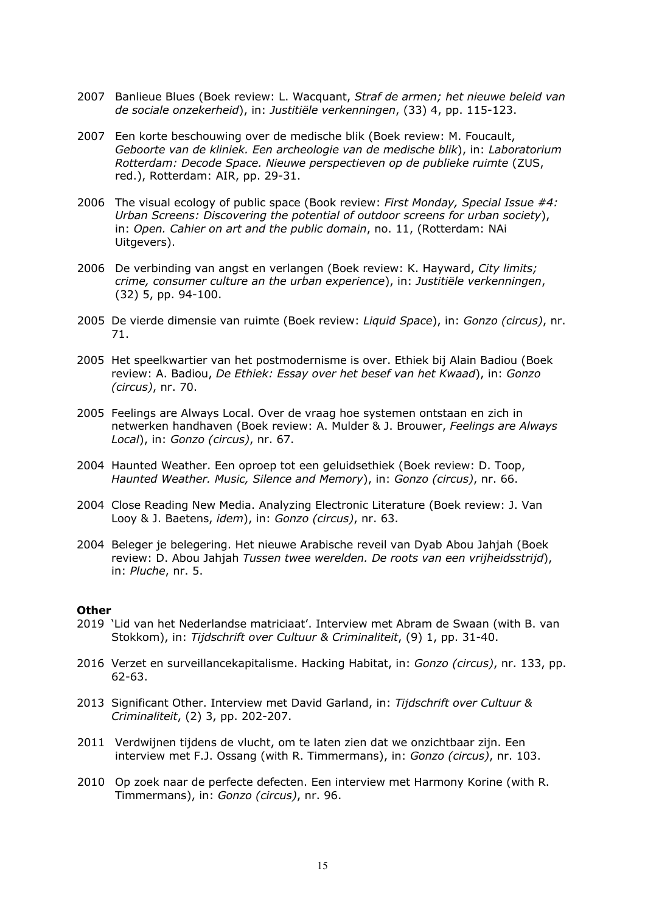2007 Banlieue Blues (Boek review: L. Wacquant, *Straf de armen; het nieuwe beleid van de sociale onzekerheid*), in: *Justitiële verkenningen*, (33) 4, pp. 115-123.

2007 Een korte beschouwing over de medische blik (Boek review: M. Foucault, *Geboorte van de kliniek. Een archeologie van de medische blik*), in: *Laboratorium Rotterdam: Decode Space. Nieuwe perspectieven op de publieke ruimte* (ZUS, red.), Rotterdam: AIR, pp. 29-31.

2006 The visual ecology of public space (Book review: *First Monday, Special Issue #4: Urban Screens: Discovering the potential of outdoor screens for urban society*), in: *Open. Cahier on art and the public domain*, no. 11, (Rotterdam: NAi Uitgevers).

2006 De verbinding van angst en verlangen (Boek review: K. Hayward, *City limits; crime, consumer culture an the urban experience*), in: *Justitiële verkenningen*, (32) 5, pp. 94-100.

2005 De vierde dimensie van ruimte (Boek review: *Liquid Space*), in: *Gonzo (circus)*, nr. 71.

2005 Het speelkwartier van het postmodernisme is over. Ethiek bij Alain Badiou (Boek review: A. Badiou, *De Ethiek: Essay over het besef van het Kwaad*), in: *Gonzo (circus)*, nr. 70.

2005 Feelings are Always Local. Over de vraag hoe systemen ontstaan en zich in netwerken handhaven (Boek review: A. Mulder & J. Brouwer, *Feelings are Always Local*), in: *Gonzo (circus)*, nr. 67.

2004 Haunted Weather. Een oproep tot een geluidsethiek (Boek review: D. Toop, *Haunted Weather. Music, Silence and Memory*), in: *Gonzo (circus)*, nr. 66.

2004 Close Reading New Media. Analyzing Electronic Literature (Boek review: J. Van Looy & J. Baetens, *idem*), in: *Gonzo (circus)*, nr. 63.

2004 Beleger je belegering. Het nieuwe Arabische reveil van Dyab Abou Jahjah (Boek review: D. Abou Jahjah *Tussen twee werelden. De roots van een vrijheidsstrijd*), in: *Pluche*, nr. 5.

**Other**

2019 'Lid van het Nederlandse matriciaat'. Interview met Abram de Swaan (with B. van Stokkom), in: *Tijdschrift over Cultuur & Criminaliteit*, (9) 1, pp. 31-40.

2016 Verzet en surveillancekapitalisme. Hacking Habitat, in: *Gonzo (circus)*, nr. 133, pp. 62-63.

2013 Significant Other. Interview met David Garland, in: *Tijdschrift over Cultuur & Criminaliteit*, (2) 3, pp. 202-207.

2011 Verdwijnen tijdens de vlucht, om te laten zien dat we onzichtbaar zijn. Een interview met F.J. Ossang (with R. Timmermans), in: *Gonzo (circus)*, nr. 103.

2010 Op zoek naar de perfecte defecten. Een interview met Harmony Korine (with R. Timmermans), in: *Gonzo (circus)*, nr. 96.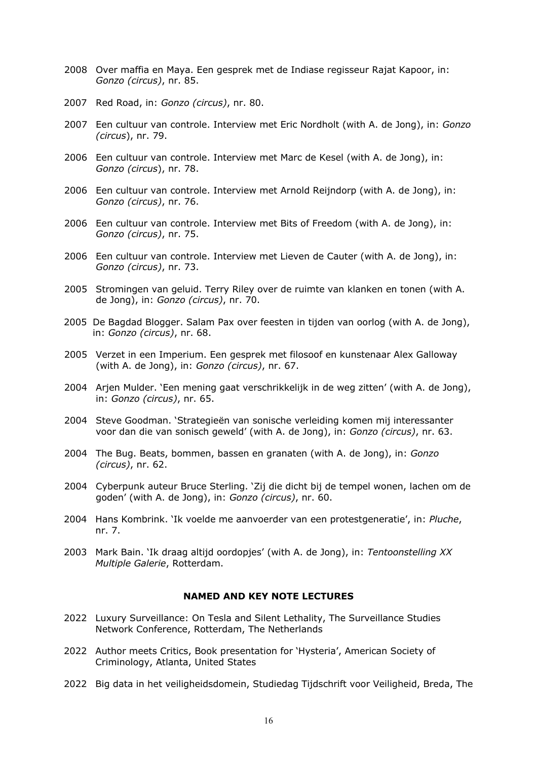2008 Over maffia en Maya. Een gesprek met de Indiase regisseur Rajat Kapoor, in: *Gonzo (circus)*, nr. 85.

2007 Red Road, in: *Gonzo (circus)*, nr. 80.

2007 Een cultuur van controle. Interview met Eric Nordholt (with A. de Jong), in: *Gonzo (circus)*, nr. 79.

2006 Een cultuur van controle. Interview met Marc de Kesel (with A. de Jong), in: *Gonzo (circus)*, nr. 78.

2006 Een cultuur van controle. Interview met Arnold Reijndorp (with A. de Jong), in: *Gonzo (circus)*, nr. 76.

2006 Een cultuur van controle. Interview met Bits of Freedom (with A. de Jong), in: *Gonzo (circus)*, nr. 75.

2006 Een cultuur van controle. Interview met Lieven de Cauter (with A. de Jong), in: *Gonzo (circus)*, nr. 73.

2005 Stromingen van geluid. Terry Riley over de ruimte van klanken en tonen (with A. de Jong), in: *Gonzo (circus)*, nr. 70.

2005 De Bagdad Blogger. Salam Pax over feesten in tijden van oorlog (with A. de Jong), in: *Gonzo (circus)*, nr. 68.

2005 Verzet in een Imperium. Een gesprek met filosoof en kunstenaar Alex Galloway (with A. de Jong), in: *Gonzo (circus)*, nr. 67.

2004 Arjen Mulder. 'Een mening gaat verschrikkelijk in de weg zitten' (with A. de Jong), in: *Gonzo (circus)*, nr. 65.

2004 Steve Goodman. 'Strategieën van sonische verleiding komen mij interessanter voor dan die van sonisch geweld' (with A. de Jong), in: *Gonzo (circus)*, nr. 63.

2004 The Bug. Beats, bommen, bassen en granaten (with A. de Jong), in: *Gonzo (circus)*, nr. 62.

2004 Cyberpunk auteur Bruce Sterling. 'Zij die dicht bij de tempel wonen, lachen om de goden' (with A. de Jong), in: *Gonzo (circus)*, nr. 60.

2004 Hans Kombrink. 'Ik voelde me aanvoerder van een protestgeneratie', in: *Pluche*, nr. 7.

2003 Mark Bain. 'Ik draag altijd oordopjes' (with A. de Jong), in: *Tentoonstelling XX Multiple Galerie*, Rotterdam.

## NAMED AND KEY NOTE LECTURES

2022 Luxury Surveillance: On Tesla and Silent Lethality, The Surveillance Studies Network Conference, Rotterdam, The Netherlands

2022 Author meets Critics, Book presentation for 'Hysteria', American Society of Criminology, Atlanta, United States

2022 Big data in het veiligheidsdomein, Studiedag Tijdschrift voor Veiligheid, Breda, The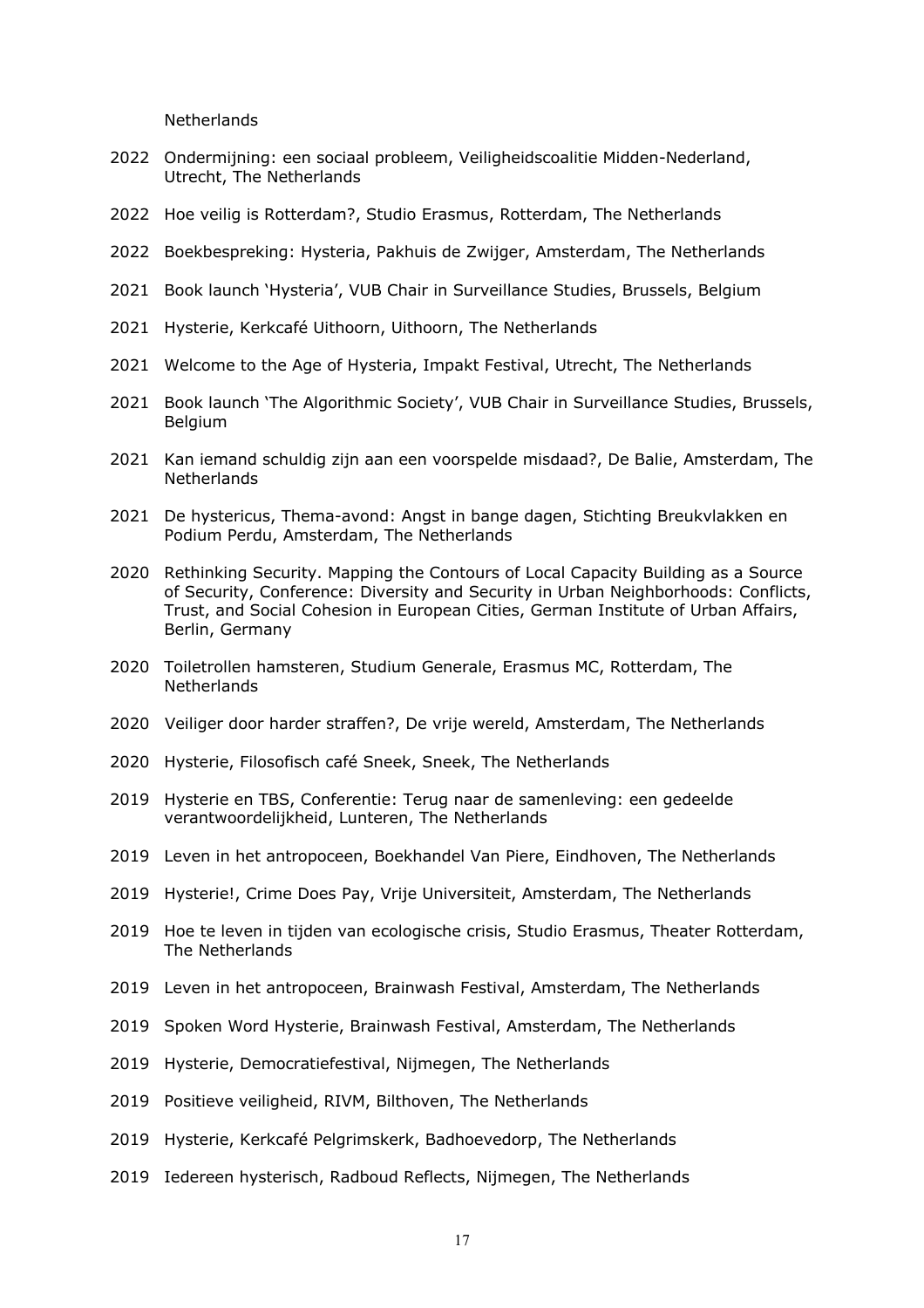Netherlands

2022 Ondermijning: een sociaal probleem, Veiligheidscoalitie Midden-Nederland, Utrecht, The Netherlands

2022 Hoe veilig is Rotterdam?, Studio Erasmus, Rotterdam, The Netherlands

2022 Boekbespreking: Hysteria, Pakhuis de Zwijger, Amsterdam, The Netherlands

2021 Book launch 'Hysteria', VUB Chair in Surveillance Studies, Brussels, Belgium

2021 Hysterie, Kerkcafé Uithoorn, Uithoorn, The Netherlands

2021 Welcome to the Age of Hysteria, Impakt Festival, Utrecht, The Netherlands

2021 Book launch 'The Algorithmic Society', VUB Chair in Surveillance Studies, Brussels, Belgium

2021 Kan iemand schuldig zijn aan een voorspelde misdaad?, De Balie, Amsterdam, The Netherlands

2021 De hystericus, Thema-avond: Angst in bange dagen, Stichting Breukvlakken en Podium Perdu, Amsterdam, The Netherlands

2020 Rethinking Security. Mapping the Contours of Local Capacity Building as a Source of Security, Conference: Diversity and Security in Urban Neighborhoods: Conflicts, Trust, and Social Cohesion in European Cities, German Institute of Urban Affairs, Berlin, Germany

2020 Toiletrollen hamsteren, Studium Generale, Erasmus MC, Rotterdam, The Netherlands

2020 Veiliger door harder straffen?, De vrije wereld, Amsterdam, The Netherlands

2020 Hysterie, Filosofisch café Sneek, Sneek, The Netherlands

2019 Hysterie en TBS, Conferentie: Terug naar de samenleving: een gedeelde verantwoordelijkheid, Lunteren, The Netherlands

2019 Leven in het antropoceen, Boekhandel Van Piere, Eindhoven, The Netherlands

2019 Hysterie!, Crime Does Pay, Vrije Universiteit, Amsterdam, The Netherlands

2019 Hoe te leven in tijden van ecologische crisis, Studio Erasmus, Theater Rotterdam, The Netherlands

2019 Leven in het antropoceen, Brainwash Festival, Amsterdam, The Netherlands

2019 Spoken Word Hysterie, Brainwash Festival, Amsterdam, The Netherlands

2019 Hysterie, Democratiefestival, Nijmegen, The Netherlands

2019 Positieve veiligheid, RIVM, Bilthoven, The Netherlands

2019 Hysterie, Kerkcafé Pelgrimskerk, Badhoevedorp, The Netherlands

2019 Iedereen hysterisch, Radboud Reflects, Nijmegen, The Netherlands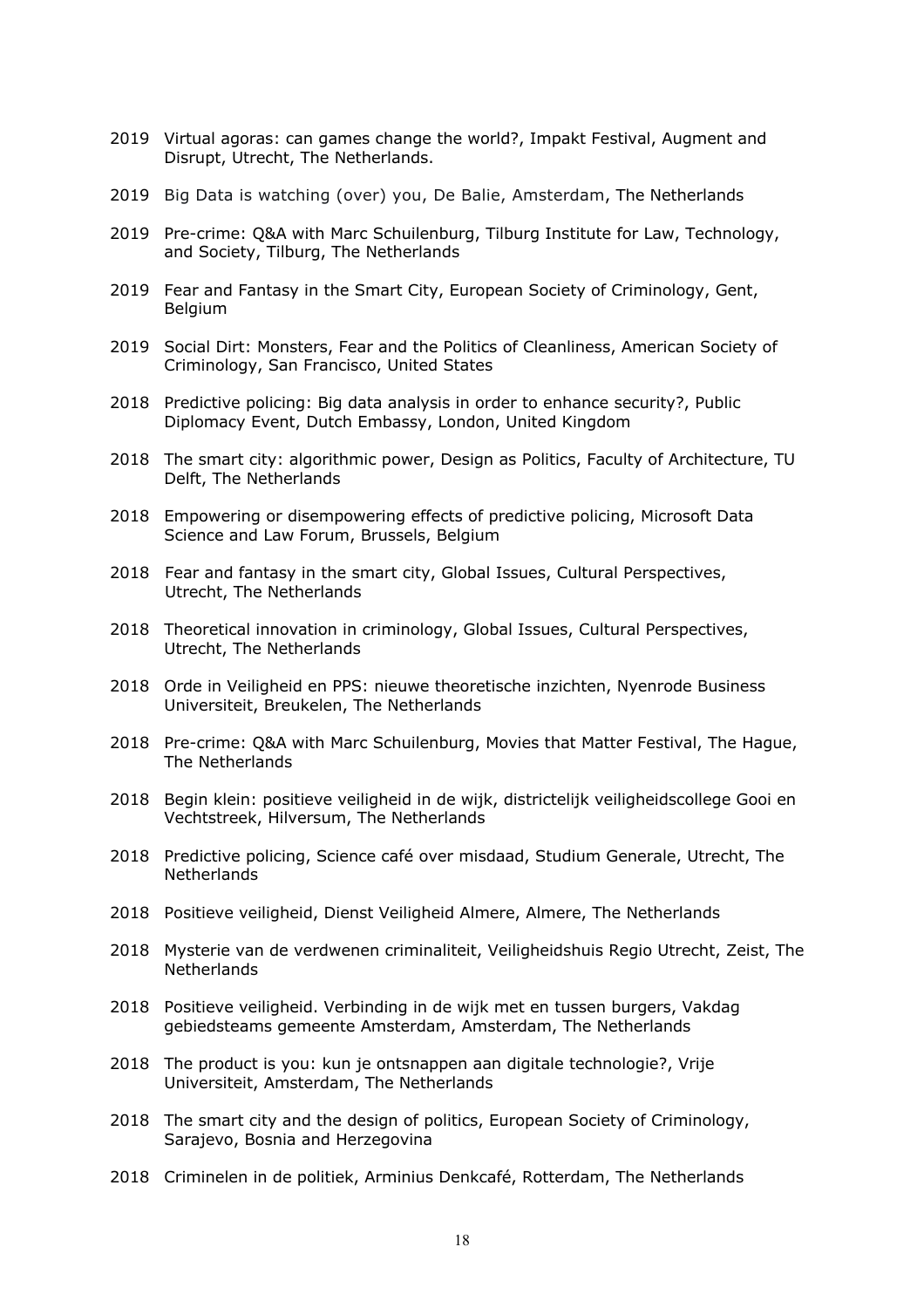2019 Virtual agoras: can games change the world?, Impakt Festival, Augment and Disrupt, Utrecht, The Netherlands.

2019 Big Data is watching (over) you, De Balie, Amsterdam, The Netherlands

2019 Pre-crime: Q&A with Marc Schuilenburg, Tilburg Institute for Law, Technology, and Society, Tilburg, The Netherlands

2019 Fear and Fantasy in the Smart City, European Society of Criminology, Gent, Belgium

2019 Social Dirt: Monsters, Fear and the Politics of Cleanliness, American Society of Criminology, San Francisco, United States

2018 Predictive policing: Big data analysis in order to enhance security?, Public Diplomacy Event, Dutch Embassy, London, United Kingdom

2018 The smart city: algorithmic power, Design as Politics, Faculty of Architecture, TU Delft, The Netherlands

2018 Empowering or disempowering effects of predictive policing, Microsoft Data Science and Law Forum, Brussels, Belgium

2018 Fear and fantasy in the smart city, Global Issues, Cultural Perspectives, Utrecht, The Netherlands

2018 Theoretical innovation in criminology, Global Issues, Cultural Perspectives, Utrecht, The Netherlands

2018 Orde in Veiligheid en PPS: nieuwe theoretische inzichten, Nyenrode Business Universiteit, Breukelen, The Netherlands

2018 Pre-crime: Q&A with Marc Schuilenburg, Movies that Matter Festival, The Hague, The Netherlands

2018 Begin klein: positieve veiligheid in de wijk, districtelijk veiligheidscollege Gooi en Vechtstreek, Hilversum, The Netherlands

2018 Predictive policing, Science café over misdaad, Studium Generale, Utrecht, The Netherlands

2018 Positieve veiligheid, Dienst Veiligheid Almere, Almere, The Netherlands

2018 Mysterie van de verdwenen criminaliteit, Veiligheidshuis Regio Utrecht, Zeist, The Netherlands

2018 Positieve veiligheid. Verbinding in de wijk met en tussen burgers, Vakdag gebiedsteams gemeente Amsterdam, Amsterdam, The Netherlands

2018 The product is you: kun je ontsnappen aan digitale technologie?, Vrije Universiteit, Amsterdam, The Netherlands

2018 The smart city and the design of politics, European Society of Criminology, Sarajevo, Bosnia and Herzegovina

2018 Criminelen in de politiek, Arminius Denkcafé, Rotterdam, The Netherlands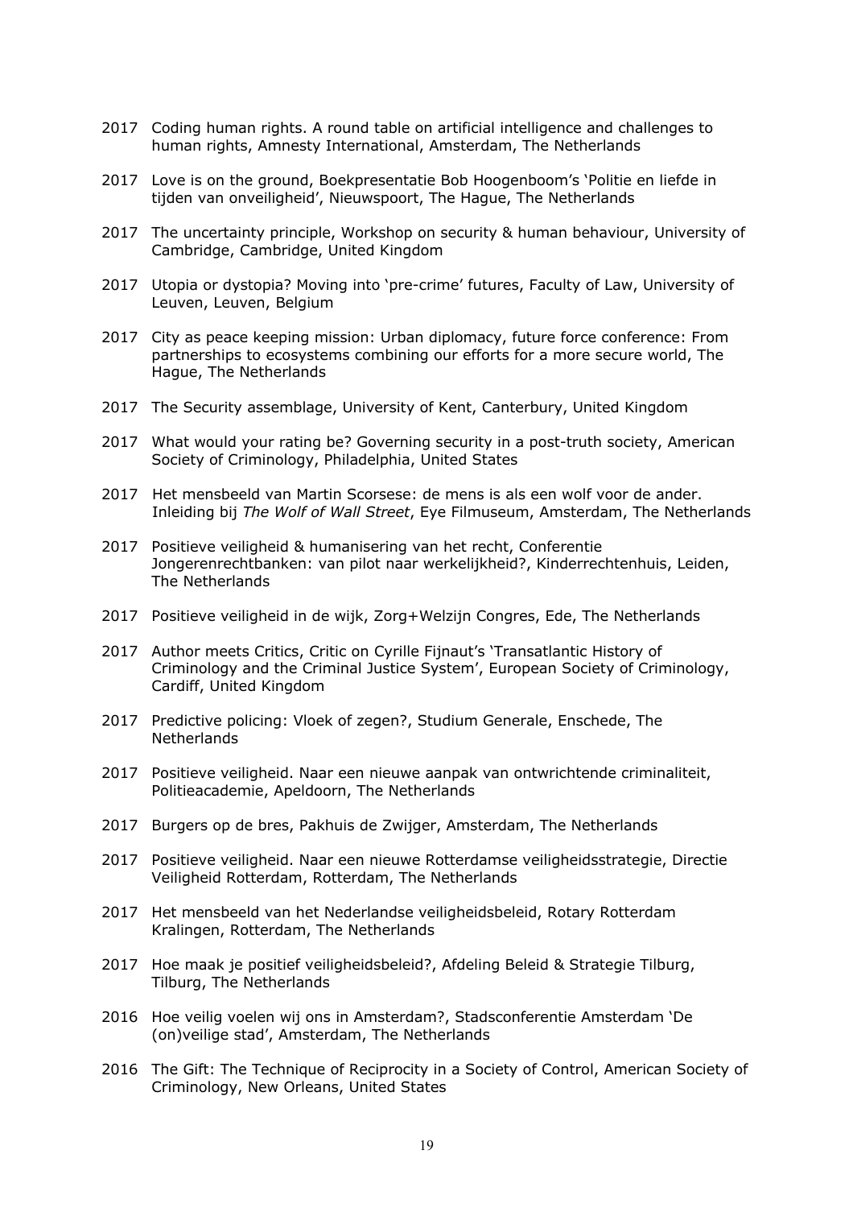2017 Coding human rights. A round table on artificial intelligence and challenges to human rights, Amnesty International, Amsterdam, The Netherlands

2017 Love is on the ground, Boekpresentatie Bob Hoogenboom's 'Politie en liefde in tijden van onveiligheid', Nieuwspoort, The Hague, The Netherlands

2017 The uncertainty principle, Workshop on security & human behaviour, University of Cambridge, Cambridge, United Kingdom

2017 Utopia or dystopia? Moving into 'pre-crime' futures, Faculty of Law, University of Leuven, Leuven, Belgium

2017 City as peace keeping mission: Urban diplomacy, future force conference: From partnerships to ecosystems combining our efforts for a more secure world, The Hague, The Netherlands

2017 The Security assemblage, University of Kent, Canterbury, United Kingdom

2017 What would your rating be? Governing security in a post-truth society, American Society of Criminology, Philadelphia, United States

2017 Het mensbeeld van Martin Scorsese: de mens is als een wolf voor de ander. Inleiding bij *The Wolf of Wall Street*, Eye Filmuseum, Amsterdam, The Netherlands

2017 Positieve veiligheid & humanisering van het recht, Conferentie Jongerenrechtbanken: van pilot naar werkelijkheid?, Kinderrechtenhuis, Leiden, The Netherlands

2017 Positieve veiligheid in de wijk, Zorg+Welzijn Congres, Ede, The Netherlands

2017 Author meets Critics, Critic on Cyrille Fijnaut's 'Transatlantic History of Criminology and the Criminal Justice System', European Society of Criminology, Cardiff, United Kingdom

2017 Predictive policing: Vloek of zegen?, Studium Generale, Enschede, The Netherlands

2017 Positieve veiligheid. Naar een nieuwe aanpak van ontwrichtende criminaliteit, Politieacademie, Apeldoorn, The Netherlands

2017 Burgers op de bres, Pakhuis de Zwijger, Amsterdam, The Netherlands

2017 Positieve veiligheid. Naar een nieuwe Rotterdamse veiligheidsstrategie, Directie Veiligheid Rotterdam, Rotterdam, The Netherlands

2017 Het mensbeeld van het Nederlandse veiligheidsbeleid, Rotary Rotterdam Kralingen, Rotterdam, The Netherlands

2017 Hoe maak je positief veiligheidsbeleid?, Afdeling Beleid & Strategie Tilburg, Tilburg, The Netherlands

2016 Hoe veilig voelen wij ons in Amsterdam?, Stadsconferentie Amsterdam 'De (on)veilige stad', Amsterdam, The Netherlands

2016 The Gift: The Technique of Reciprocity in a Society of Control, American Society of Criminology, New Orleans, United States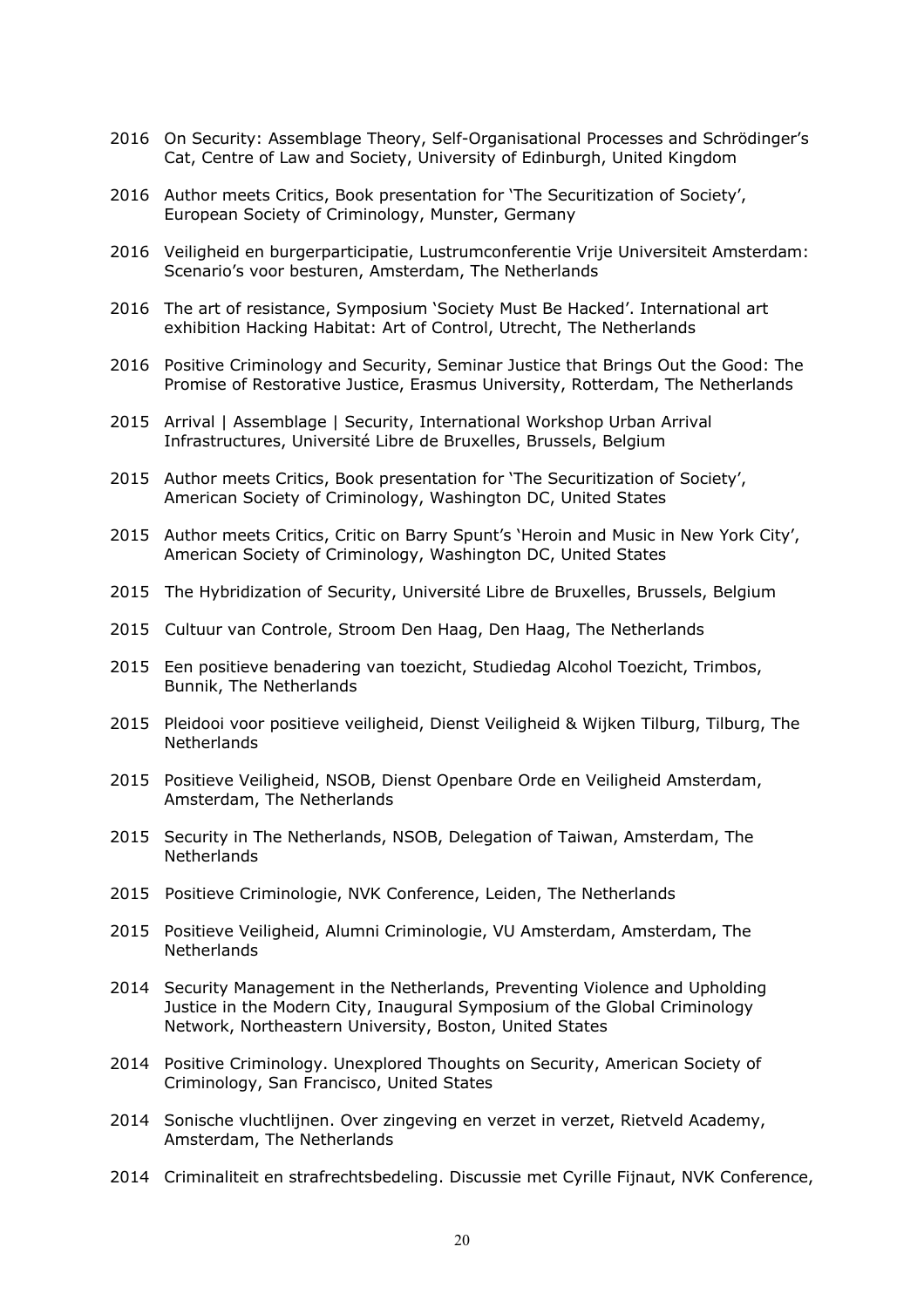2016 On Security: Assemblage Theory, Self-Organisational Processes and Schrödinger's Cat, Centre of Law and Society, University of Edinburgh, United Kingdom

2016 Author meets Critics, Book presentation for 'The Securitization of Society', European Society of Criminology, Munster, Germany

2016 Veiligheid en burgerparticipatie, Lustrumconferentie Vrije Universiteit Amsterdam: Scenario's voor besturen, Amsterdam, The Netherlands

2016 The art of resistance, Symposium 'Society Must Be Hacked'. International art exhibition Hacking Habitat: Art of Control, Utrecht, The Netherlands

2016 Positive Criminology and Security, Seminar Justice that Brings Out the Good: The Promise of Restorative Justice, Erasmus University, Rotterdam, The Netherlands

2015 Arrival | Assemblage | Security, International Workshop Urban Arrival Infrastructures, Université Libre de Bruxelles, Brussels, Belgium

2015 Author meets Critics, Book presentation for 'The Securitization of Society', American Society of Criminology, Washington DC, United States

2015 Author meets Critics, Critic on Barry Spunt's 'Heroin and Music in New York City', American Society of Criminology, Washington DC, United States

2015 The Hybridization of Security, Université Libre de Bruxelles, Brussels, Belgium

2015 Cultuur van Controle, Stroom Den Haag, Den Haag, The Netherlands

2015 Een positieve benadering van toezicht, Studiedag Alcohol Toezicht, Trimbos, Bunnik, The Netherlands

2015 Pleidooi voor positieve veiligheid, Dienst Veiligheid & Wijken Tilburg, Tilburg, The Netherlands

2015 Positieve Veiligheid, NSOB, Dienst Openbare Orde en Veiligheid Amsterdam, Amsterdam, The Netherlands

2015 Security in The Netherlands, NSOB, Delegation of Taiwan, Amsterdam, The Netherlands

2015 Positieve Criminologie, NVK Conference, Leiden, The Netherlands

2015 Positieve Veiligheid, Alumni Criminologie, VU Amsterdam, Amsterdam, The Netherlands

2014 Security Management in the Netherlands, Preventing Violence and Upholding Justice in the Modern City, Inaugural Symposium of the Global Criminology Network, Northeastern University, Boston, United States

2014 Positive Criminology. Unexplored Thoughts on Security, American Society of Criminology, San Francisco, United States

2014 Sonische vluchtlijnen. Over zingeving en verzet in verzet, Rietveld Academy, Amsterdam, The Netherlands

2014 Criminaliteit en strafrechtsbedeling. Discussie met Cyrille Fijnaut, NVK Conference,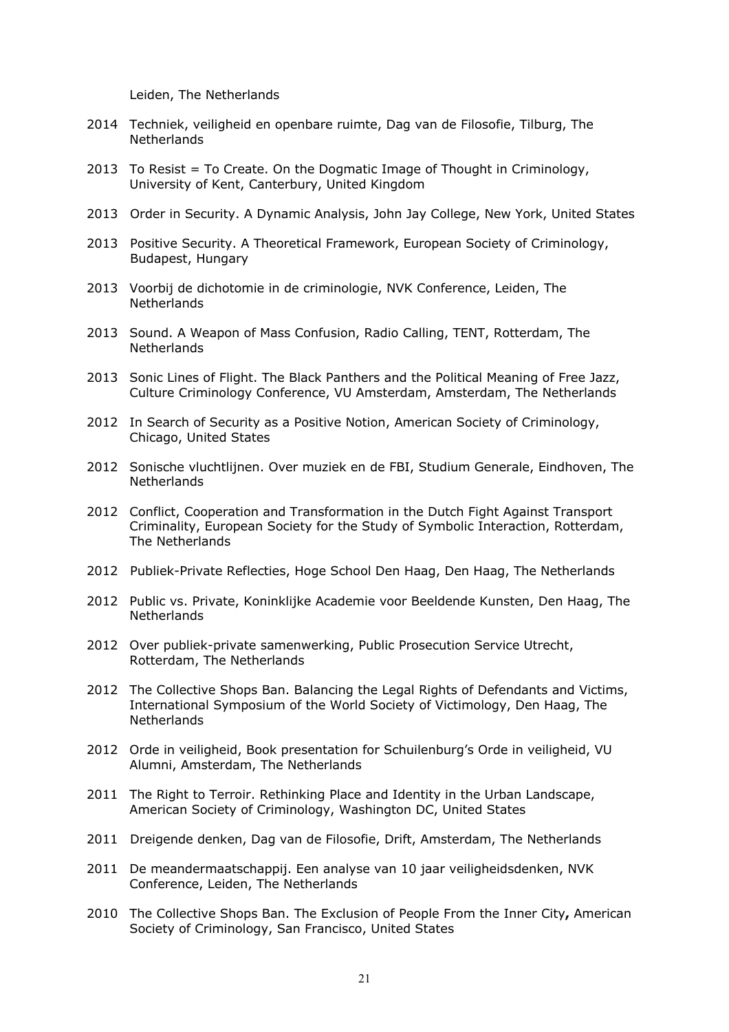Leiden, The Netherlands

2014 Techniek, veiligheid en openbare ruimte, Dag van de Filosofie, Tilburg, The Netherlands

2013 To Resist = To Create. On the Dogmatic Image of Thought in Criminology, University of Kent, Canterbury, United Kingdom

2013 Order in Security. A Dynamic Analysis, John Jay College, New York, United States

2013 Positive Security. A Theoretical Framework, European Society of Criminology, Budapest, Hungary

2013 Voorbij de dichotomie in de criminologie, NVK Conference, Leiden, The Netherlands

2013 Sound. A Weapon of Mass Confusion, Radio Calling, TENT, Rotterdam, The Netherlands

2013 Sonic Lines of Flight. The Black Panthers and the Political Meaning of Free Jazz, Culture Criminology Conference, VU Amsterdam, Amsterdam, The Netherlands

2012 In Search of Security as a Positive Notion, American Society of Criminology, Chicago, United States

2012 Sonische vluchtlijnen. Over muziek en de FBI, Studium Generale, Eindhoven, The Netherlands

2012 Conflict, Cooperation and Transformation in the Dutch Fight Against Transport Criminality, European Society for the Study of Symbolic Interaction, Rotterdam, The Netherlands

2012 Publiek-Private Reflecties, Hoge School Den Haag, Den Haag, The Netherlands

2012 Public vs. Private, Koninklijke Academie voor Beeldende Kunsten, Den Haag, The Netherlands

2012 Over publiek-private samenwerking, Public Prosecution Service Utrecht, Rotterdam, The Netherlands

2012 The Collective Shops Ban. Balancing the Legal Rights of Defendants and Victims, International Symposium of the World Society of Victimology, Den Haag, The Netherlands

2012 Orde in veiligheid, Book presentation for Schuilenburg's Orde in veiligheid, VU Alumni, Amsterdam, The Netherlands

2011 The Right to Terroir. Rethinking Place and Identity in the Urban Landscape, American Society of Criminology, Washington DC, United States

2011 Dreigende denken, Dag van de Filosofie, Drift, Amsterdam, The Netherlands

2011 De meandermaatschappij. Een analyse van 10 jaar veiligheidsdenken, NVK Conference, Leiden, The Netherlands

2010 The Collective Shops Ban. The Exclusion of People From the Inner City**,** American Society of Criminology, San Francisco, United States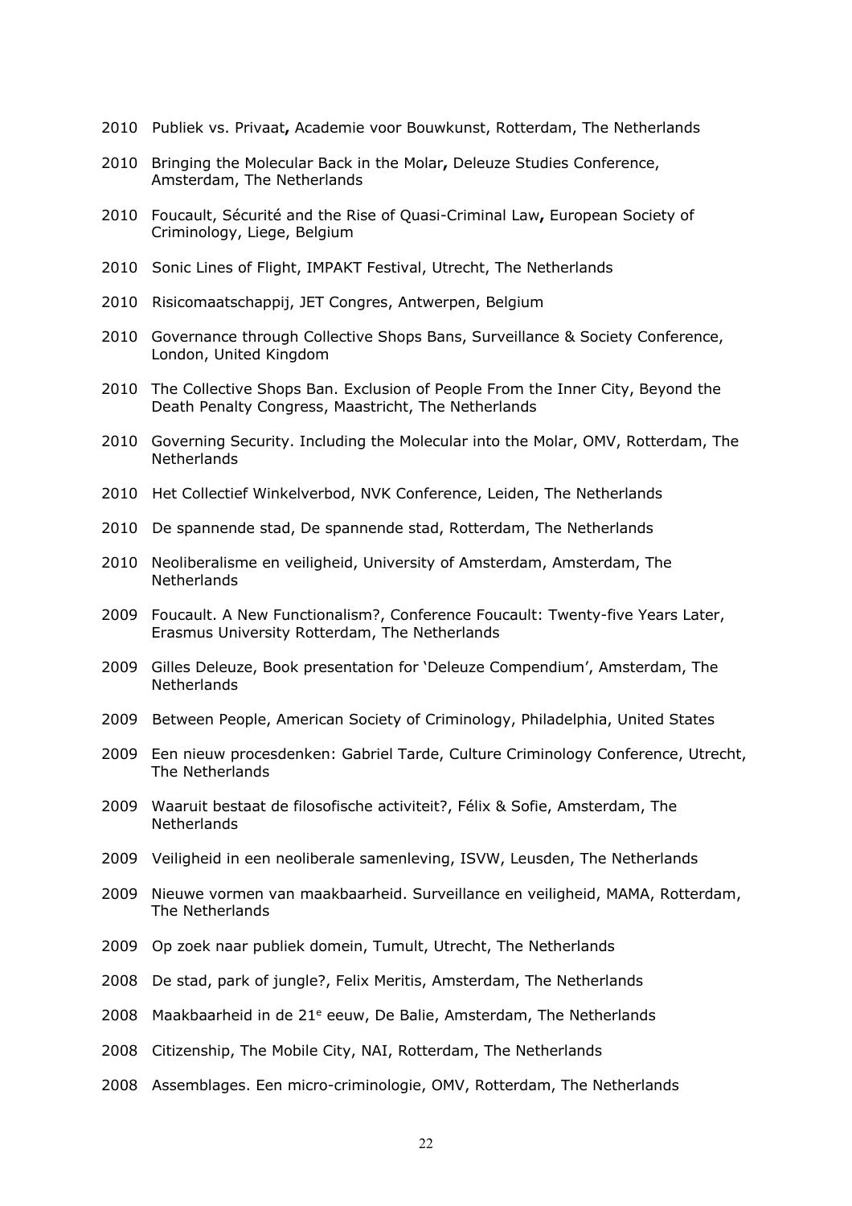2010 Publiek vs. Privaat**,** Academie voor Bouwkunst, Rotterdam, The Netherlands

2010 Bringing the Molecular Back in the Molar**,** Deleuze Studies Conference, Amsterdam, The Netherlands

2010 Foucault, Sécurité and the Rise of Quasi-Criminal Law**,** European Society of Criminology, Liege, Belgium

2010 Sonic Lines of Flight, IMPAKT Festival, Utrecht, The Netherlands

2010 Risicomaatschappij, JET Congres, Antwerpen, Belgium

2010 Governance through Collective Shops Bans, Surveillance & Society Conference, London, United Kingdom

2010 The Collective Shops Ban. Exclusion of People From the Inner City, Beyond the Death Penalty Congress, Maastricht, The Netherlands

2010 Governing Security. Including the Molecular into the Molar, OMV, Rotterdam, The Netherlands

2010 Het Collectief Winkelverbod, NVK Conference, Leiden, The Netherlands

2010 De spannende stad, De spannende stad, Rotterdam, The Netherlands

2010 Neoliberalisme en veiligheid, University of Amsterdam, Amsterdam, The Netherlands

2009 Foucault. A New Functionalism?, Conference Foucault: Twenty-five Years Later, Erasmus University Rotterdam, The Netherlands

2009 Gilles Deleuze, Book presentation for 'Deleuze Compendium', Amsterdam, The Netherlands

2009 Between People, American Society of Criminology, Philadelphia, United States

2009 Een nieuw procesdenken: Gabriel Tarde, Culture Criminology Conference, Utrecht, The Netherlands

2009 Waaruit bestaat de filosofische activiteit?, Félix & Sofie, Amsterdam, The Netherlands

2009 Veiligheid in een neoliberale samenleving, ISVW, Leusden, The Netherlands

2009 Nieuwe vormen van maakbaarheid. Surveillance en veiligheid, MAMA, Rotterdam, The Netherlands

2009 Op zoek naar publiek domein, Tumult, Utrecht, The Netherlands

2008 De stad, park of jungle?, Felix Meritis, Amsterdam, The Netherlands

2008 Maakbaarheid in de 21e eeuw, De Balie, Amsterdam, The Netherlands

2008 Citizenship, The Mobile City, NAI, Rotterdam, The Netherlands

2008 Assemblages. Een micro-criminologie, OMV, Rotterdam, The Netherlands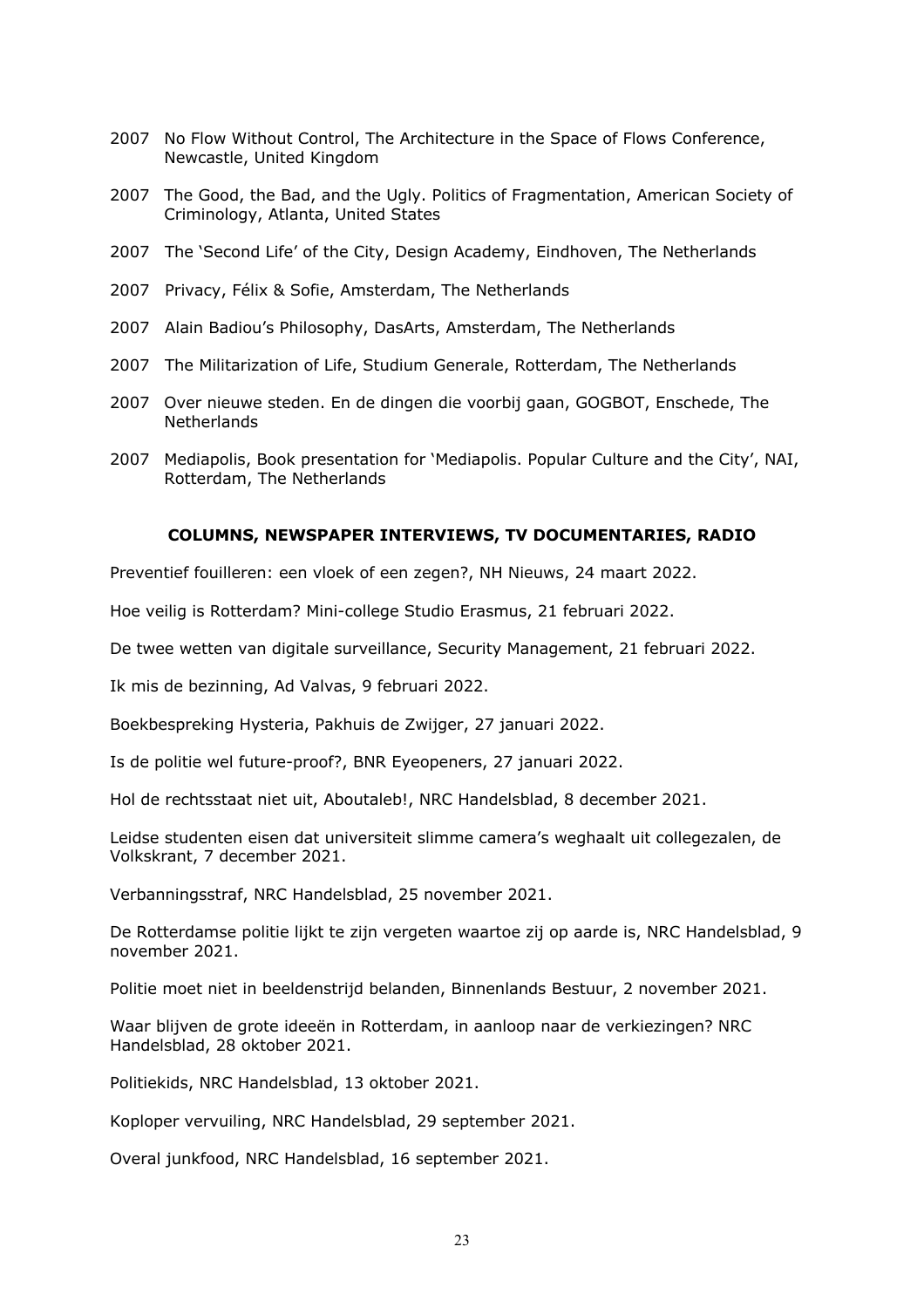2007 No Flow Without Control, The Architecture in the Space of Flows Conference, Newcastle, United Kingdom

2007 The Good, the Bad, and the Ugly. Politics of Fragmentation, American Society of Criminology, Atlanta, United States

2007 The 'Second Life' of the City, Design Academy, Eindhoven, The Netherlands

2007 Privacy, Félix & Sofie, Amsterdam, The Netherlands

2007 Alain Badiou's Philosophy, DasArts, Amsterdam, The Netherlands

2007 The Militarization of Life, Studium Generale, Rotterdam, The Netherlands

2007 Over nieuwe steden. En de dingen die voorbij gaan, GOGBOT, Enschede, The Netherlands

2007 Mediapolis, Book presentation for 'Mediapolis. Popular Culture and the City', NAI, Rotterdam, The Netherlands

## COLUMNS, NEWSPAPER INTERVIEWS, TV DOCUMENTARIES, RADIO

Preventief fouilleren: een vloek of een zegen?, NH Nieuws, 24 maart 2022.

Hoe veilig is Rotterdam? Mini-college Studio Erasmus, 21 februari 2022.

De twee wetten van digitale surveillance, Security Management, 21 februari 2022.

Ik mis de bezinning, Ad Valvas, 9 februari 2022.

Boekbespreking Hysteria, Pakhuis de Zwijger, 27 januari 2022.

Is de politie wel future-proof?, BNR Eyeopeners, 27 januari 2022.

Hol de rechtsstaat niet uit, Aboutaleb!, NRC Handelsblad, 8 december 2021.

Leidse studenten eisen dat universiteit slimme camera's weghaalt uit collegezalen, de Volkskrant, 7 december 2021.

Verbanningsstraf, NRC Handelsblad, 25 november 2021.

De Rotterdamse politie lijkt te zijn vergeten waartoe zij op aarde is, NRC Handelsblad, 9 november 2021.

Politie moet niet in beeldenstrijd belanden, Binnenlands Bestuur, 2 november 2021.

Waar blijven de grote ideeën in Rotterdam, in aanloop naar de verkiezingen? NRC Handelsblad, 28 oktober 2021.

Politiekids, NRC Handelsblad, 13 oktober 2021.

Koploper vervuiling, NRC Handelsblad, 29 september 2021.

Overal junkfood, NRC Handelsblad, 16 september 2021.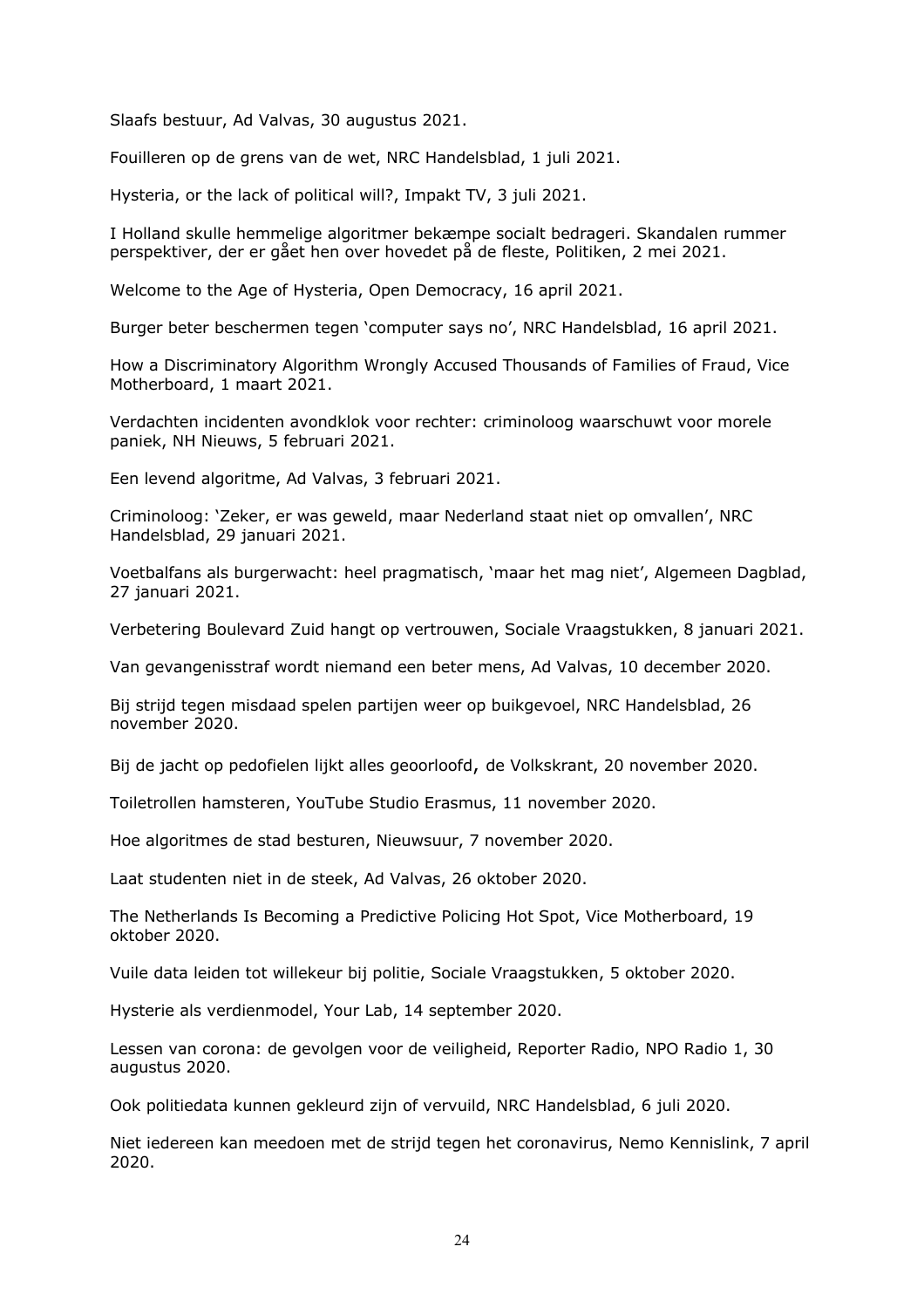Slaafs bestuur, Ad Valvas, 30 augustus 2021.

Fouilleren op de grens van de wet, NRC Handelsblad, 1 juli 2021.

Hysteria, or the lack of political will?, Impakt TV, 3 juli 2021.

I Holland skulle hemmelige algoritmer bekæmpe socialt bedrageri. Skandalen rummer perspektiver, der er gået hen over hovedet på de fleste, Politiken, 2 mei 2021.

Welcome to the Age of Hysteria, Open Democracy, 16 april 2021.

Burger beter beschermen tegen 'computer says no', NRC Handelsblad, 16 april 2021.

How a Discriminatory Algorithm Wrongly Accused Thousands of Families of Fraud, Vice Motherboard, 1 maart 2021.

Verdachten incidenten avondklok voor rechter: criminoloog waarschuwt voor morele paniek, NH Nieuws, 5 februari 2021.

Een levend algoritme, Ad Valvas, 3 februari 2021.

Criminoloog: 'Zeker, er was geweld, maar Nederland staat niet op omvallen', NRC Handelsblad, 29 januari 2021.

Voetbalfans als burgerwacht: heel pragmatisch, 'maar het mag niet', Algemeen Dagblad, 27 januari 2021.

Verbetering Boulevard Zuid hangt op vertrouwen, Sociale Vraagstukken, 8 januari 2021.

Van gevangenisstraf wordt niemand een beter mens, Ad Valvas, 10 december 2020.

Bij strijd tegen misdaad spelen partijen weer op buikgevoel, NRC Handelsblad, 26 november 2020.

Bij de jacht op pedofielen lijkt alles geoorloofd, de Volkskrant, 20 november 2020.

Toiletrollen hamsteren, YouTube Studio Erasmus, 11 november 2020.

Hoe algoritmes de stad besturen, Nieuwsuur, 7 november 2020.

Laat studenten niet in de steek, Ad Valvas, 26 oktober 2020.

The Netherlands Is Becoming a Predictive Policing Hot Spot, Vice Motherboard, 19 oktober 2020.

Vuile data leiden tot willekeur bij politie, Sociale Vraagstukken, 5 oktober 2020.

Hysterie als verdienmodel, Your Lab, 14 september 2020.

Lessen van corona: de gevolgen voor de veiligheid, Reporter Radio, NPO Radio 1, 30 augustus 2020.

Ook politiedata kunnen gekleurd zijn of vervuild, NRC Handelsblad, 6 juli 2020.

Niet iedereen kan meedoen met de strijd tegen het coronavirus, Nemo Kennislink, 7 april 2020.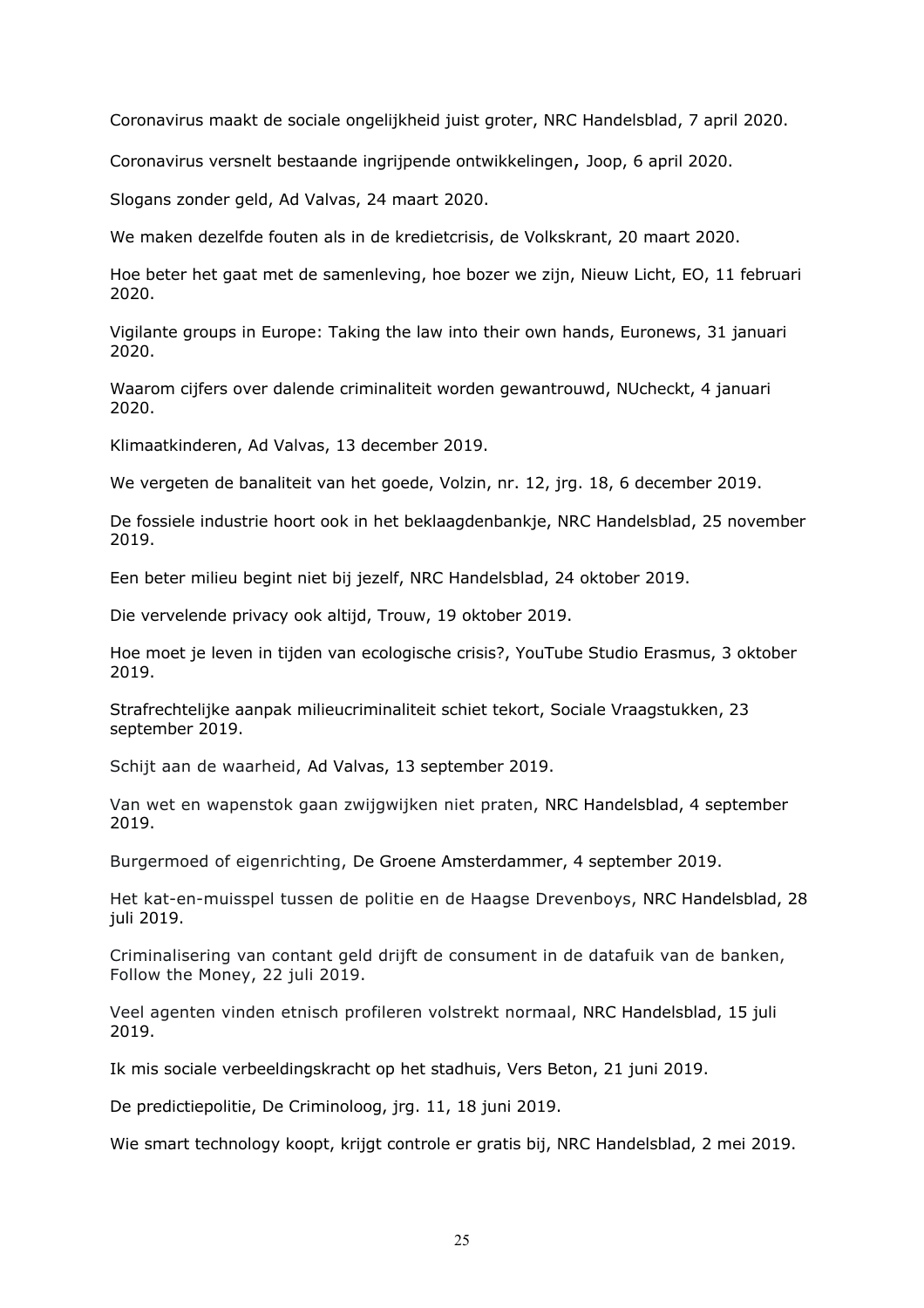Coronavirus maakt de sociale ongelijkheid juist groter, NRC Handelsblad, 7 april 2020.

Coronavirus versnelt bestaande ingrijpende ontwikkelingen, Joop, 6 april 2020.

Slogans zonder geld, Ad Valvas, 24 maart 2020.

We maken dezelfde fouten als in de kredietcrisis, de Volkskrant, 20 maart 2020.

Hoe beter het gaat met de samenleving, hoe bozer we zijn, Nieuw Licht, EO, 11 februari 2020.

Vigilante groups in Europe: Taking the law into their own hands, Euronews, 31 januari 2020.

Waarom cijfers over dalende criminaliteit worden gewantrouwd, NUcheckt, 4 januari 2020.

Klimaatkinderen, Ad Valvas, 13 december 2019.

We vergeten de banaliteit van het goede, Volzin, nr. 12, jrg. 18, 6 december 2019.

De fossiele industrie hoort ook in het beklaagdenbankje, NRC Handelsblad, 25 november 2019.

Een beter milieu begint niet bij jezelf, NRC Handelsblad, 24 oktober 2019.

Die vervelende privacy ook altijd, Trouw, 19 oktober 2019.

Hoe moet je leven in tijden van ecologische crisis?, YouTube Studio Erasmus, 3 oktober 2019.

Strafrechtelijke aanpak milieucriminaliteit schiet tekort, Sociale Vraagstukken, 23 september 2019.

Schijt aan de waarheid, Ad Valvas, 13 september 2019.

Van wet en wapenstok gaan zwijgwijken niet praten, NRC Handelsblad, 4 september 2019.

Burgermoed of eigenrichting, De Groene Amsterdammer, 4 september 2019.

Het kat-en-muisspel tussen de politie en de Haagse Drevenboys, NRC Handelsblad, 28 juli 2019.

Criminalisering van contant geld drijft de consument in de datafuik van de banken, Follow the Money, 22 juli 2019.

Veel agenten vinden etnisch profileren volstrekt normaal, NRC Handelsblad, 15 juli 2019.

Ik mis sociale verbeeldingskracht op het stadhuis, Vers Beton, 21 juni 2019.

De predictiepolitie, De Criminoloog, jrg. 11, 18 juni 2019.

Wie smart technology koopt, krijgt controle er gratis bij, NRC Handelsblad, 2 mei 2019.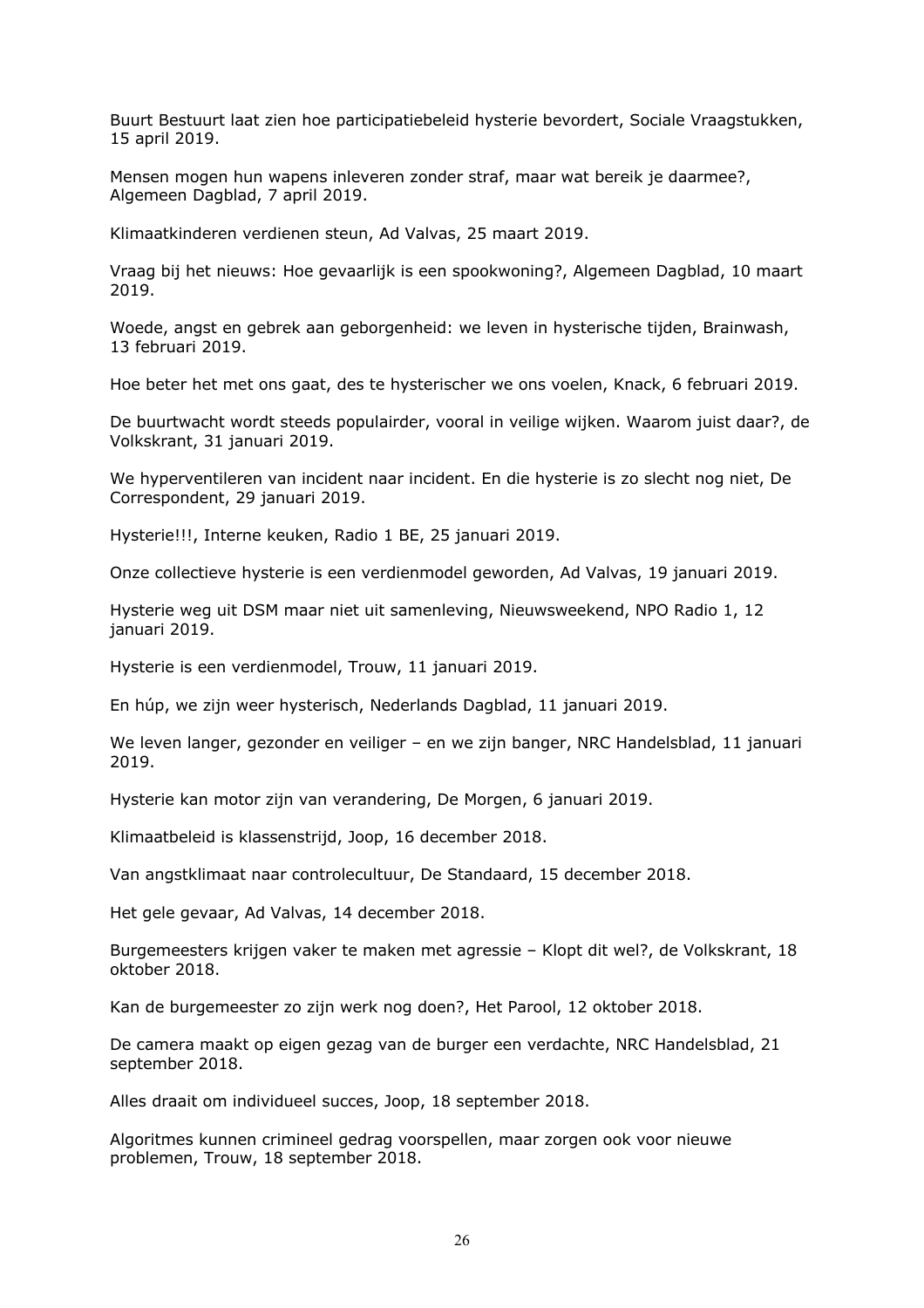Buurt Bestuurt laat zien hoe participatiebeleid hysterie bevordert, Sociale Vraagstukken, 15 april 2019.

Mensen mogen hun wapens inleveren zonder straf, maar wat bereik je daarmee?, Algemeen Dagblad, 7 april 2019.

Klimaatkinderen verdienen steun, Ad Valvas, 25 maart 2019.

Vraag bij het nieuws: Hoe gevaarlijk is een spookwoning?, Algemeen Dagblad, 10 maart 2019.

Woede, angst en gebrek aan geborgenheid: we leven in hysterische tijden, Brainwash, 13 februari 2019.

Hoe beter het met ons gaat, des te hysterischer we ons voelen, Knack, 6 februari 2019.

De buurtwacht wordt steeds populairder, vooral in veilige wijken. Waarom juist daar?, de Volkskrant, 31 januari 2019.

We hyperventileren van incident naar incident. En die hysterie is zo slecht nog niet, De Correspondent, 29 januari 2019.

Hysterie!!!, Interne keuken, Radio 1 BE, 25 januari 2019.

Onze collectieve hysterie is een verdienmodel geworden, Ad Valvas, 19 januari 2019.

Hysterie weg uit DSM maar niet uit samenleving, Nieuwsweekend, NPO Radio 1, 12 januari 2019.

Hysterie is een verdienmodel, Trouw, 11 januari 2019.

En húp, we zijn weer hysterisch, Nederlands Dagblad, 11 januari 2019.

We leven langer, gezonder en veiliger – en we zijn banger, NRC Handelsblad, 11 januari 2019.

Hysterie kan motor zijn van verandering, De Morgen, 6 januari 2019.

Klimaatbeleid is klassenstrijd, Joop, 16 december 2018.

Van angstklimaat naar controlecultuur, De Standaard, 15 december 2018.

Het gele gevaar, Ad Valvas, 14 december 2018.

Burgemeesters krijgen vaker te maken met agressie – Klopt dit wel?, de Volkskrant, 18 oktober 2018.

Kan de burgemeester zo zijn werk nog doen?, Het Parool, 12 oktober 2018.

De camera maakt op eigen gezag van de burger een verdachte, NRC Handelsblad, 21 september 2018.

Alles draait om individueel succes, Joop, 18 september 2018.

Algoritmes kunnen crimineel gedrag voorspellen, maar zorgen ook voor nieuwe problemen, Trouw, 18 september 2018.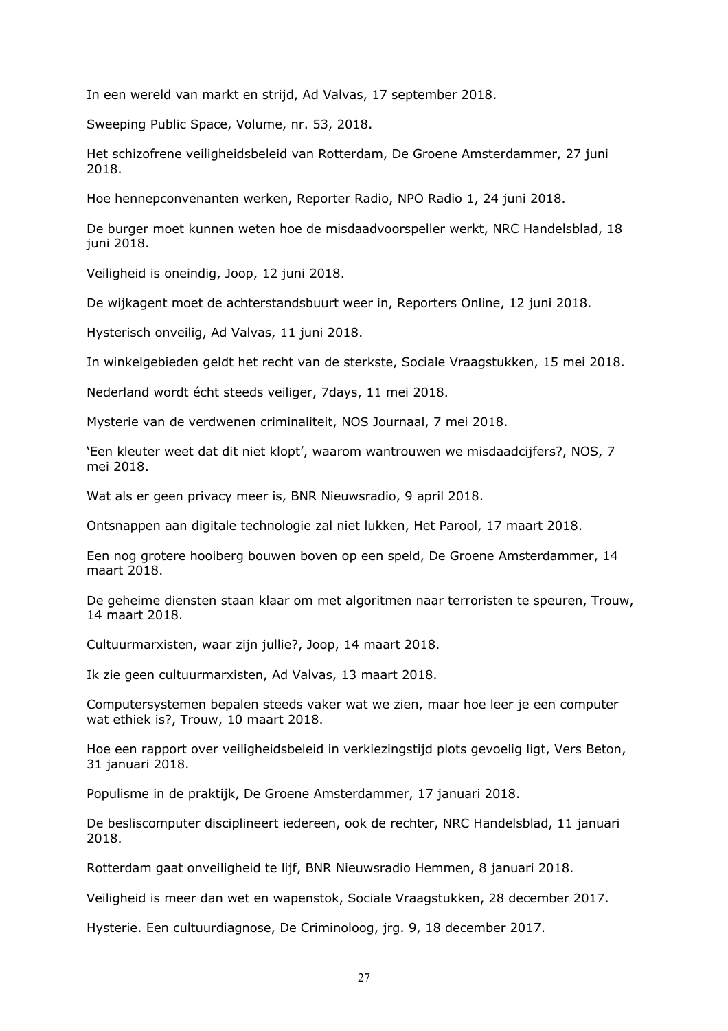In een wereld van markt en strijd, Ad Valvas, 17 september 2018.

Sweeping Public Space, Volume, nr. 53, 2018.

Het schizofrene veiligheidsbeleid van Rotterdam, De Groene Amsterdammer, 27 juni 2018.

Hoe hennepconvenanten werken, Reporter Radio, NPO Radio 1, 24 juni 2018.

De burger moet kunnen weten hoe de misdaadvoorspeller werkt, NRC Handelsblad, 18 juni 2018.

Veiligheid is oneindig, Joop, 12 juni 2018.

De wijkagent moet de achterstandsbuurt weer in, Reporters Online, 12 juni 2018.

Hysterisch onveilig, Ad Valvas, 11 juni 2018.

In winkelgebieden geldt het recht van de sterkste, Sociale Vraagstukken, 15 mei 2018.

Nederland wordt écht steeds veiliger, 7days, 11 mei 2018.

Mysterie van de verdwenen criminaliteit, NOS Journaal, 7 mei 2018.

'Een kleuter weet dat dit niet klopt', waarom wantrouwen we misdaadcijfers?, NOS, 7 mei 2018.

Wat als er geen privacy meer is, BNR Nieuwsradio, 9 april 2018.

Ontsnappen aan digitale technologie zal niet lukken, Het Parool, 17 maart 2018.

Een nog grotere hooiberg bouwen boven op een speld, De Groene Amsterdammer, 14 maart 2018.

De geheime diensten staan klaar om met algoritmen naar terroristen te speuren, Trouw, 14 maart 2018.

Cultuurmarxisten, waar zijn jullie?, Joop, 14 maart 2018.

Ik zie geen cultuurmarxisten, Ad Valvas, 13 maart 2018.

Computersystemen bepalen steeds vaker wat we zien, maar hoe leer je een computer wat ethiek is?, Trouw, 10 maart 2018.

Hoe een rapport over veiligheidsbeleid in verkiezingstijd plots gevoelig ligt, Vers Beton, 31 januari 2018.

Populisme in de praktijk, De Groene Amsterdammer, 17 januari 2018.

De besliscomputer disciplineert iedereen, ook de rechter, NRC Handelsblad, 11 januari 2018.

Rotterdam gaat onveiligheid te lijf, BNR Nieuwsradio Hemmen, 8 januari 2018.

Veiligheid is meer dan wet en wapenstok, Sociale Vraagstukken, 28 december 2017.

Hysterie. Een cultuurdiagnose, De Criminoloog, jrg. 9, 18 december 2017.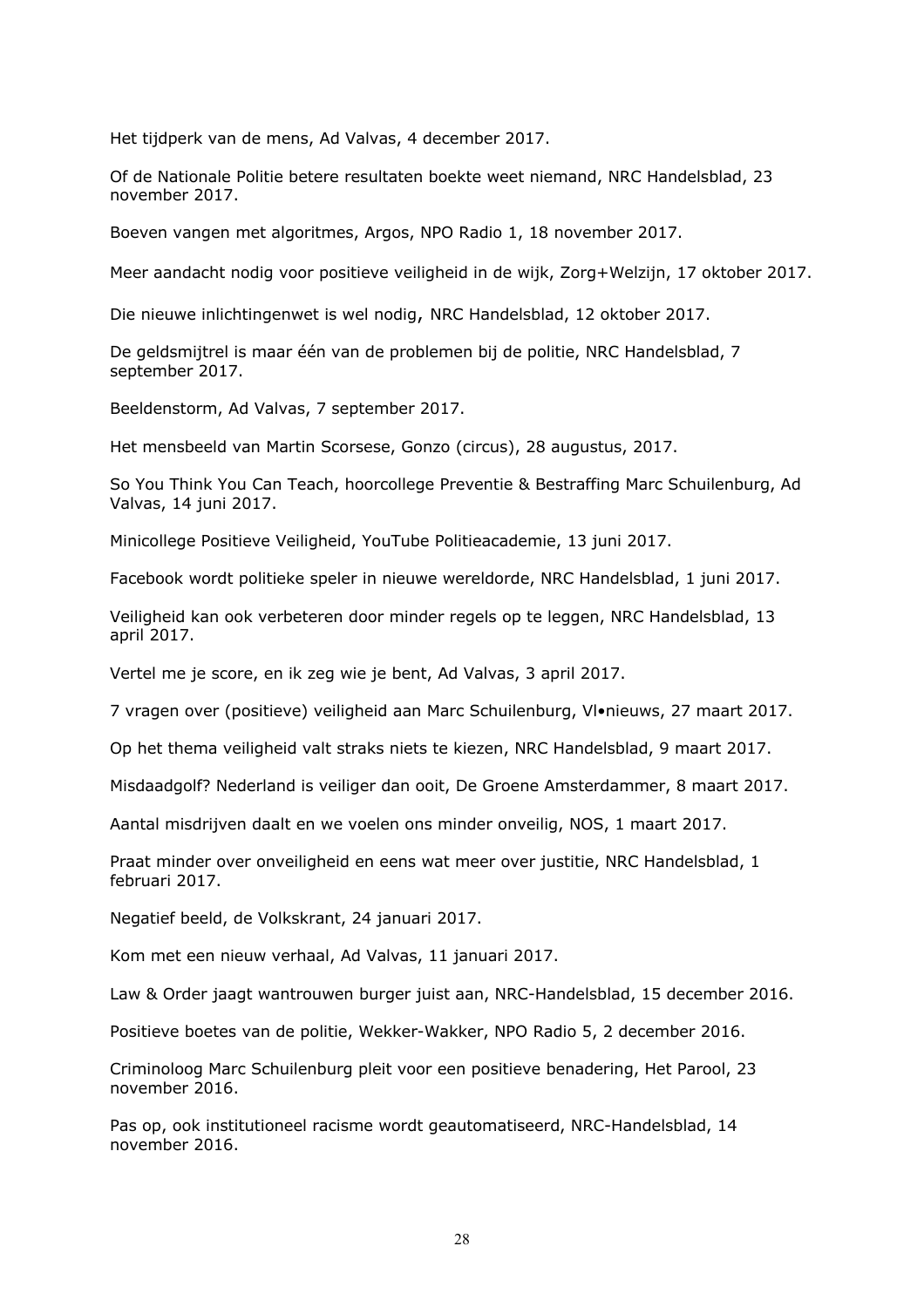Het tijdperk van de mens, Ad Valvas, 4 december 2017.

Of de Nationale Politie betere resultaten boekte weet niemand, NRC Handelsblad, 23 november 2017.

Boeven vangen met algoritmes, Argos, NPO Radio 1, 18 november 2017.

Meer aandacht nodig voor positieve veiligheid in de wijk, Zorg+Welzijn, 17 oktober 2017.

Die nieuwe inlichtingenwet is wel nodig, NRC Handelsblad, 12 oktober 2017.

De geldsmijtrel is maar één van de problemen bij de politie, NRC Handelsblad, 7 september 2017.

Beeldenstorm, Ad Valvas, 7 september 2017.

Het mensbeeld van Martin Scorsese, Gonzo (circus), 28 augustus, 2017.

So You Think You Can Teach, hoorcollege Preventie & Bestraffing Marc Schuilenburg, Ad Valvas, 14 juni 2017.

Minicollege Positieve Veiligheid, YouTube Politieacademie, 13 juni 2017.

Facebook wordt politieke speler in nieuwe wereldorde, NRC Handelsblad, 1 juni 2017.

Veiligheid kan ook verbeteren door minder regels op te leggen, NRC Handelsblad, 13 april 2017.

Vertel me je score, en ik zeg wie je bent, Ad Valvas, 3 april 2017.

7 vragen over (positieve) veiligheid aan Marc Schuilenburg, Vl•nieuws, 27 maart 2017.

Op het thema veiligheid valt straks niets te kiezen, NRC Handelsblad, 9 maart 2017.

Misdaadgolf? Nederland is veiliger dan ooit, De Groene Amsterdammer, 8 maart 2017.

Aantal misdrijven daalt en we voelen ons minder onveilig, NOS, 1 maart 2017.

Praat minder over onveiligheid en eens wat meer over justitie, NRC Handelsblad, 1 februari 2017.

Negatief beeld, de Volkskrant, 24 januari 2017.

Kom met een nieuw verhaal, Ad Valvas, 11 januari 2017.

Law & Order jaagt wantrouwen burger juist aan, NRC-Handelsblad, 15 december 2016.

Positieve boetes van de politie, Wekker-Wakker, NPO Radio 5, 2 december 2016.

Criminoloog Marc Schuilenburg pleit voor een positieve benadering, Het Parool, 23 november 2016.

Pas op, ook institutioneel racisme wordt geautomatiseerd, NRC-Handelsblad, 14 november 2016.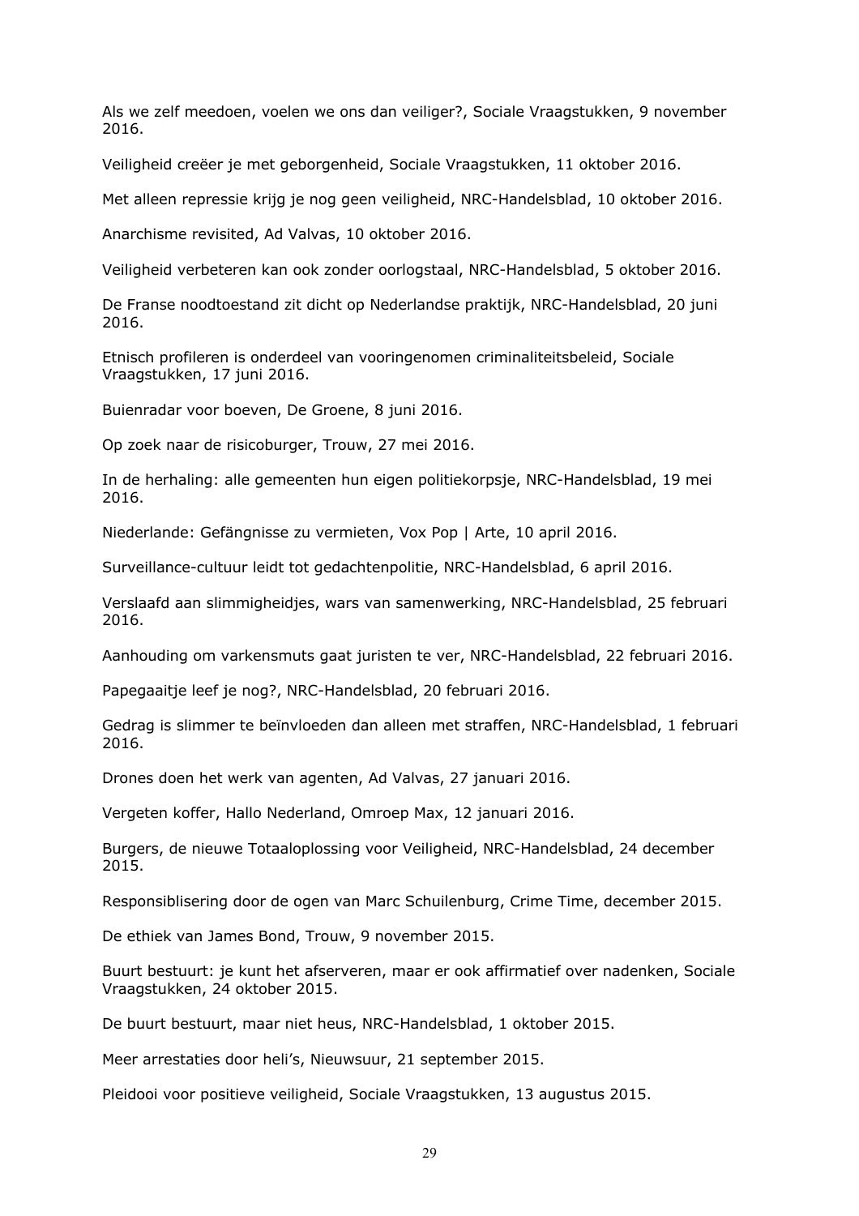Als we zelf meedoen, voelen we ons dan veiliger?, Sociale Vraagstukken, 9 november 2016.

Veiligheid creëer je met geborgenheid, Sociale Vraagstukken, 11 oktober 2016.

Met alleen repressie krijg je nog geen veiligheid, NRC-Handelsblad, 10 oktober 2016.

Anarchisme revisited, Ad Valvas, 10 oktober 2016.

Veiligheid verbeteren kan ook zonder oorlogstaal, NRC-Handelsblad, 5 oktober 2016.

De Franse noodtoestand zit dicht op Nederlandse praktijk, NRC-Handelsblad, 20 juni 2016.

Etnisch profileren is onderdeel van vooringenomen criminaliteitsbeleid, Sociale Vraagstukken, 17 juni 2016.

Buienradar voor boeven, De Groene, 8 juni 2016.

Op zoek naar de risicoburger, Trouw, 27 mei 2016.

In de herhaling: alle gemeenten hun eigen politiekorpsje, NRC-Handelsblad, 19 mei 2016.

Niederlande: Gefängnisse zu vermieten, Vox Pop | Arte, 10 april 2016.

Surveillance-cultuur leidt tot gedachtenpolitie, NRC-Handelsblad, 6 april 2016.

Verslaafd aan slimmigheidjes, wars van samenwerking, NRC-Handelsblad, 25 februari 2016.

Aanhouding om varkensmuts gaat juristen te ver, NRC-Handelsblad, 22 februari 2016.

Papegaaitje leef je nog?, NRC-Handelsblad, 20 februari 2016.

Gedrag is slimmer te beïnvloeden dan alleen met straffen, NRC-Handelsblad, 1 februari 2016.

Drones doen het werk van agenten, Ad Valvas, 27 januari 2016.

Vergeten koffer, Hallo Nederland, Omroep Max, 12 januari 2016.

Burgers, de nieuwe Totaaloplossing voor Veiligheid, NRC-Handelsblad, 24 december 2015.

Responsiblisering door de ogen van Marc Schuilenburg, Crime Time, december 2015.

De ethiek van James Bond, Trouw, 9 november 2015.

Buurt bestuurt: je kunt het afserveren, maar er ook affirmatief over nadenken, Sociale Vraagstukken, 24 oktober 2015.

De buurt bestuurt, maar niet heus, NRC-Handelsblad, 1 oktober 2015.

Meer arrestaties door heli's, Nieuwsuur, 21 september 2015.

Pleidooi voor positieve veiligheid, Sociale Vraagstukken, 13 augustus 2015.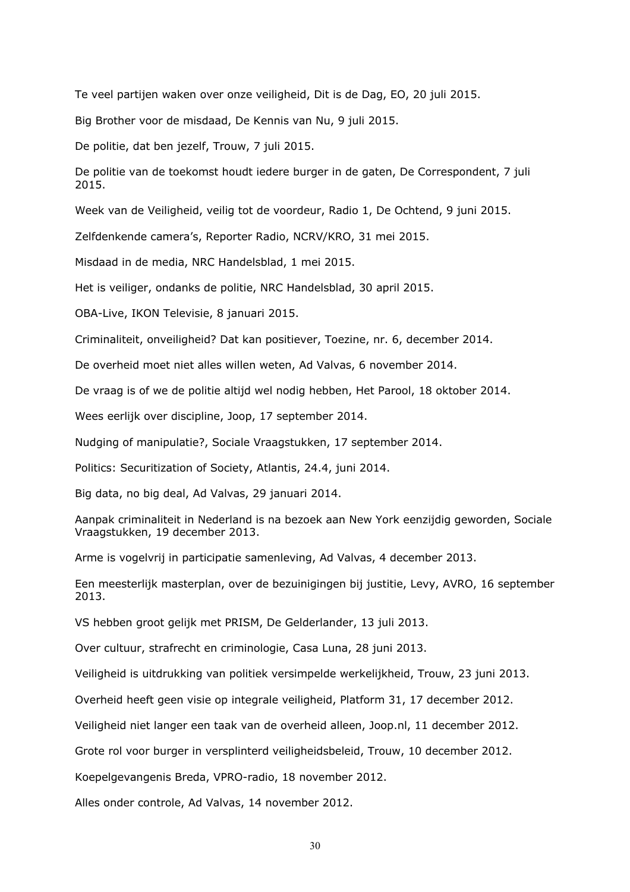Te veel partijen waken over onze veiligheid, Dit is de Dag, EO, 20 juli 2015.

Big Brother voor de misdaad, De Kennis van Nu, 9 juli 2015.

De politie, dat ben jezelf, Trouw, 7 juli 2015.

De politie van de toekomst houdt iedere burger in de gaten, De Correspondent, 7 juli 2015.

Week van de Veiligheid, veilig tot de voordeur, Radio 1, De Ochtend, 9 juni 2015.

Zelfdenkende camera's, Reporter Radio, NCRV/KRO, 31 mei 2015.

Misdaad in de media, NRC Handelsblad, 1 mei 2015.

Het is veiliger, ondanks de politie, NRC Handelsblad, 30 april 2015.

OBA-Live, IKON Televisie, 8 januari 2015.

Criminaliteit, onveiligheid? Dat kan positiever, Toezine, nr. 6, december 2014.

De overheid moet niet alles willen weten, Ad Valvas, 6 november 2014.

De vraag is of we de politie altijd wel nodig hebben, Het Parool, 18 oktober 2014.

Wees eerlijk over discipline, Joop, 17 september 2014.

Nudging of manipulatie?, Sociale Vraagstukken, 17 september 2014.

Politics: Securitization of Society, Atlantis, 24.4, juni 2014.

Big data, no big deal, Ad Valvas, 29 januari 2014.

Aanpak criminaliteit in Nederland is na bezoek aan New York eenzijdig geworden, Sociale Vraagstukken, 19 december 2013.

Arme is vogelvrij in participatie samenleving, Ad Valvas, 4 december 2013.

Een meesterlijk masterplan, over de bezuinigingen bij justitie, Levy, AVRO, 16 september 2013.

VS hebben groot gelijk met PRISM, De Gelderlander, 13 juli 2013.

Over cultuur, strafrecht en criminologie, Casa Luna, 28 juni 2013.

Veiligheid is uitdrukking van politiek versimpelde werkelijkheid, Trouw, 23 juni 2013.

Overheid heeft geen visie op integrale veiligheid, Platform 31, 17 december 2012.

Veiligheid niet langer een taak van de overheid alleen, Joop.nl, 11 december 2012.

Grote rol voor burger in versplinterd veiligheidsbeleid, Trouw, 10 december 2012.

Koepelgevangenis Breda, VPRO-radio, 18 november 2012.

Alles onder controle, Ad Valvas, 14 november 2012.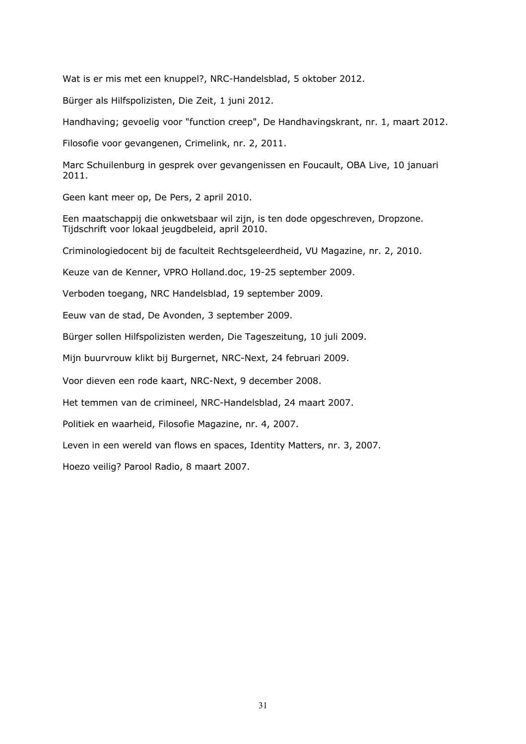Wat is er mis met een knuppel?, NRC-Handelsblad, 5 oktober 2012.

Bürger als Hilfspolizisten, Die Zeit, 1 juni 2012.

Handhaving; gevoelig voor "function creep", De Handhavingskrant, nr. 1, maart 2012.

Filosofie voor gevangenen, Crimelink, nr. 2, 2011.

Marc Schuilenburg in gesprek over gevangenissen en Foucault, OBA Live, 10 januari 2011.

Geen kant meer op, De Pers, 2 april 2010.

Een maatschappij die onkwetsbaar wil zijn, is ten dode opgeschreven, Dropzone. Tijdschrift voor lokaal jeugdbeleid, april 2010.

Criminologiedocent bij de faculteit Rechtsgeleerdheid, VU Magazine, nr. 2, 2010.

Keuze van de Kenner, VPRO Holland.doc, 19-25 september 2009.

Verboden toegang, NRC Handelsblad, 19 september 2009.

Eeuw van de stad, De Avonden, 3 september 2009.

Bürger sollen Hilfspolizisten werden, Die Tageszeitung, 10 juli 2009.

Mijn buurvrouw klikt bij Burgernet, NRC-Next, 24 februari 2009.

Voor dieven een rode kaart, NRC-Next, 9 december 2008.

Het temmen van de crimineel, NRC-Handelsblad, 24 maart 2007.

Politiek en waarheid, Filosofie Magazine, nr. 4, 2007.

Leven in een wereld van flows en spaces, Identity Matters, nr. 3, 2007.

Hoezo veilig? Parool Radio, 8 maart 2007.